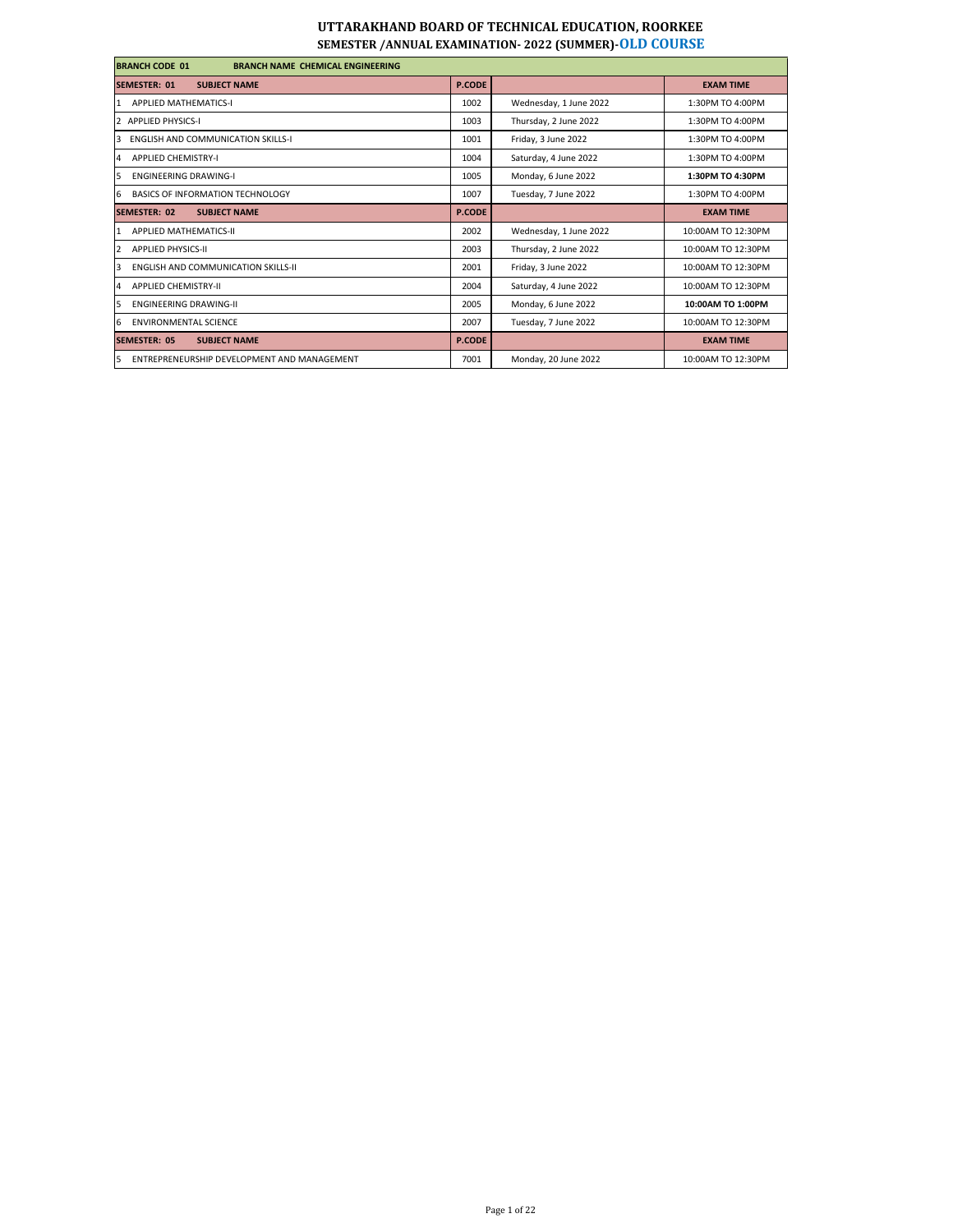# UTTARAKHAND BOARD OF TECHNICAL EDUCATION, ROORKEE

## SEMESTER /ANNUAL EXAMINATION- 2022 (SUMMER)-OLD COURSE

| BRANCH CODE 01 BRANCH NAME CHEMICAL ENGINEERING | | | |
|---|---|---|---|
| **SEMESTER: 01 SUBJECT NAME** | **P.CODE** | | **EXAM TIME** |
| 1 APPLIED MATHEMATICS-I | 1002 | Wednesday, 1 June 2022 | 1:30PM TO 4:00PM |
| 2 APPLIED PHYSICS-I | 1003 | Thursday, 2 June 2022 | 1:30PM TO 4:00PM |
| 3 ENGLISH AND COMMUNICATION SKILLS-I | 1001 | Friday, 3 June 2022 | 1:30PM TO 4:00PM |
| 4 APPLIED CHEMISTRY-I | 1004 | Saturday, 4 June 2022 | 1:30PM TO 4:00PM |
| 5 ENGINEERING DRAWING-I | 1005 | Monday, 6 June 2022 | **1:30PM TO 4:30PM** |
| 6 BASICS OF INFORMATION TECHNOLOGY | 1007 | Tuesday, 7 June 2022 | 1:30PM TO 4:00PM |
| **SEMESTER: 02 SUBJECT NAME** | **P.CODE** | | **EXAM TIME** |
| 1 APPLIED MATHEMATICS-II | 2002 | Wednesday, 1 June 2022 | 10:00AM TO 12:30PM |
| 2 APPLIED PHYSICS-II | 2003 | Thursday, 2 June 2022 | 10:00AM TO 12:30PM |
| 3 ENGLISH AND COMMUNICATION SKILLS-II | 2001 | Friday, 3 June 2022 | 10:00AM TO 12:30PM |
| 4 APPLIED CHEMISTRY-II | 2004 | Saturday, 4 June 2022 | 10:00AM TO 12:30PM |
| 5 ENGINEERING DRAWING-II | 2005 | Monday, 6 June 2022 | **10:00AM TO 1:00PM** |
| 6 ENVIRONMENTAL SCIENCE | 2007 | Tuesday, 7 June 2022 | 10:00AM TO 12:30PM |
| **SEMESTER: 05 SUBJECT NAME** | **P.CODE** | | **EXAM TIME** |
| 5 ENTREPRENEURSHIP DEVELOPMENT AND MANAGEMENT | 7001 | Monday, 20 June 2022 | 10:00AM TO 12:30PM |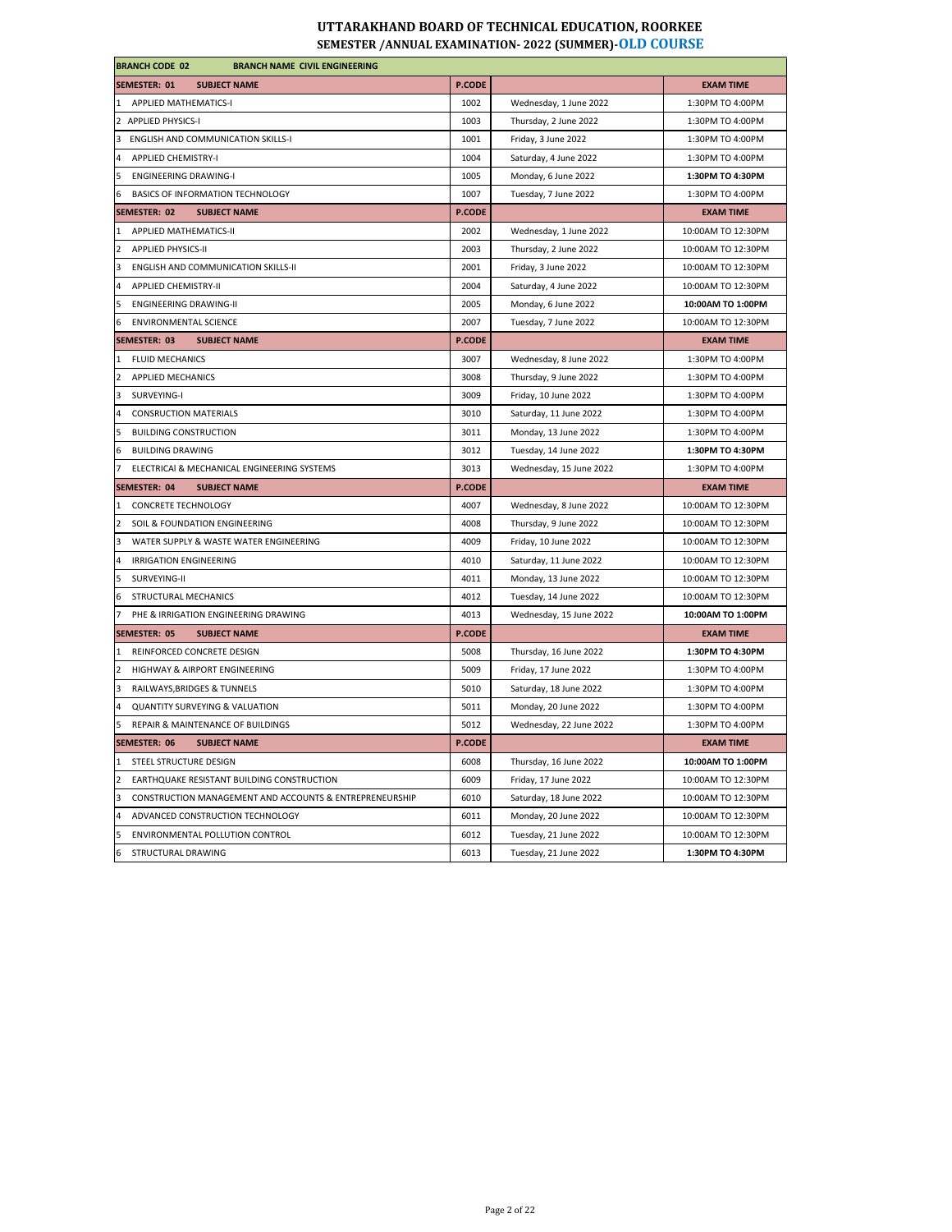# UTTARAKHAND BOARD OF TECHNICAL EDUCATION, ROORKEE
## SEMESTER /ANNUAL EXAMINATION- 2022 (SUMMER)-OLD COURSE

| BRANCH CODE 02 BRANCH NAME CIVIL ENGINEERING | | | |
|---|---|---|---|
| **SEMESTER: 01 SUBJECT NAME** | **P.CODE** | | **EXAM TIME** |
| 1 APPLIED MATHEMATICS-I | 1002 | Wednesday, 1 June 2022 | 1:30PM TO 4:00PM |
| 2 APPLIED PHYSICS-I | 1003 | Thursday, 2 June 2022 | 1:30PM TO 4:00PM |
| 3 ENGLISH AND COMMUNICATION SKILLS-I | 1001 | Friday, 3 June 2022 | 1:30PM TO 4:00PM |
| 4 APPLIED CHEMISTRY-I | 1004 | Saturday, 4 June 2022 | 1:30PM TO 4:00PM |
| 5 ENGINEERING DRAWING-I | 1005 | Monday, 6 June 2022 | **1:30PM TO 4:30PM** |
| 6 BASICS OF INFORMATION TECHNOLOGY | 1007 | Tuesday, 7 June 2022 | 1:30PM TO 4:00PM |
| **SEMESTER: 02 SUBJECT NAME** | **P.CODE** | | **EXAM TIME** |
| 1 APPLIED MATHEMATICS-II | 2002 | Wednesday, 1 June 2022 | 10:00AM TO 12:30PM |
| 2 APPLIED PHYSICS-II | 2003 | Thursday, 2 June 2022 | 10:00AM TO 12:30PM |
| 3 ENGLISH AND COMMUNICATION SKILLS-II | 2001 | Friday, 3 June 2022 | 10:00AM TO 12:30PM |
| 4 APPLIED CHEMISTRY-II | 2004 | Saturday, 4 June 2022 | 10:00AM TO 12:30PM |
| 5 ENGINEERING DRAWING-II | 2005 | Monday, 6 June 2022 | **10:00AM TO 1:00PM** |
| 6 ENVIRONMENTAL SCIENCE | 2007 | Tuesday, 7 June 2022 | 10:00AM TO 12:30PM |
| **SEMESTER: 03 SUBJECT NAME** | **P.CODE** | | **EXAM TIME** |
| 1 FLUID MECHANICS | 3007 | Wednesday, 8 June 2022 | 1:30PM TO 4:00PM |
| 2 APPLIED MECHANICS | 3008 | Thursday, 9 June 2022 | 1:30PM TO 4:00PM |
| 3 SURVEYING-I | 3009 | Friday, 10 June 2022 | 1:30PM TO 4:00PM |
| 4 CONSRUCTION MATERIALS | 3010 | Saturday, 11 June 2022 | 1:30PM TO 4:00PM |
| 5 BUILDING CONSTRUCTION | 3011 | Monday, 13 June 2022 | 1:30PM TO 4:00PM |
| 6 BUILDING DRAWING | 3012 | Tuesday, 14 June 2022 | **1:30PM TO 4:30PM** |
| 7 ELECTRICAl & MECHANICAL ENGINEERING SYSTEMS | 3013 | Wednesday, 15 June 2022 | 1:30PM TO 4:00PM |
| **SEMESTER: 04 SUBJECT NAME** | **P.CODE** | | **EXAM TIME** |
| 1 CONCRETE TECHNOLOGY | 4007 | Wednesday, 8 June 2022 | 10:00AM TO 12:30PM |
| 2 SOIL & FOUNDATION ENGINEERING | 4008 | Thursday, 9 June 2022 | 10:00AM TO 12:30PM |
| 3 WATER SUPPLY & WASTE WATER ENGINEERING | 4009 | Friday, 10 June 2022 | 10:00AM TO 12:30PM |
| 4 IRRIGATION ENGINEERING | 4010 | Saturday, 11 June 2022 | 10:00AM TO 12:30PM |
| 5 SURVEYING-II | 4011 | Monday, 13 June 2022 | 10:00AM TO 12:30PM |
| 6 STRUCTURAL MECHANICS | 4012 | Tuesday, 14 June 2022 | 10:00AM TO 12:30PM |
| 7 PHE & IRRIGATION ENGINEERING DRAWING | 4013 | Wednesday, 15 June 2022 | **10:00AM TO 1:00PM** |
| **SEMESTER: 05 SUBJECT NAME** | **P.CODE** | | **EXAM TIME** |
| 1 REINFORCED CONCRETE DESIGN | 5008 | Thursday, 16 June 2022 | **1:30PM TO 4:30PM** |
| 2 HIGHWAY & AIRPORT ENGINEERING | 5009 | Friday, 17 June 2022 | 1:30PM TO 4:00PM |
| 3 RAILWAYS,BRIDGES & TUNNELS | 5010 | Saturday, 18 June 2022 | 1:30PM TO 4:00PM |
| 4 QUANTITY SURVEYING & VALUATION | 5011 | Monday, 20 June 2022 | 1:30PM TO 4:00PM |
| 5 REPAIR & MAINTENANCE OF BUILDINGS | 5012 | Wednesday, 22 June 2022 | 1:30PM TO 4:00PM |
| **SEMESTER: 06 SUBJECT NAME** | **P.CODE** | | **EXAM TIME** |
| 1 STEEL STRUCTURE DESIGN | 6008 | Thursday, 16 June 2022 | **10:00AM TO 1:00PM** |
| 2 EARTHQUAKE RESISTANT BUILDING CONSTRUCTION | 6009 | Friday, 17 June 2022 | 10:00AM TO 12:30PM |
| 3 CONSTRUCTION MANAGEMENT AND ACCOUNTS & ENTREPRENEURSHIP | 6010 | Saturday, 18 June 2022 | 10:00AM TO 12:30PM |
| 4 ADVANCED CONSTRUCTION TECHNOLOGY | 6011 | Monday, 20 June 2022 | 10:00AM TO 12:30PM |
| 5 ENVIRONMENTAL POLLUTION CONTROL | 6012 | Tuesday, 21 June 2022 | 10:00AM TO 12:30PM |
| 6 STRUCTURAL DRAWING | 6013 | Tuesday, 21 June 2022 | **1:30PM TO 4:30PM** |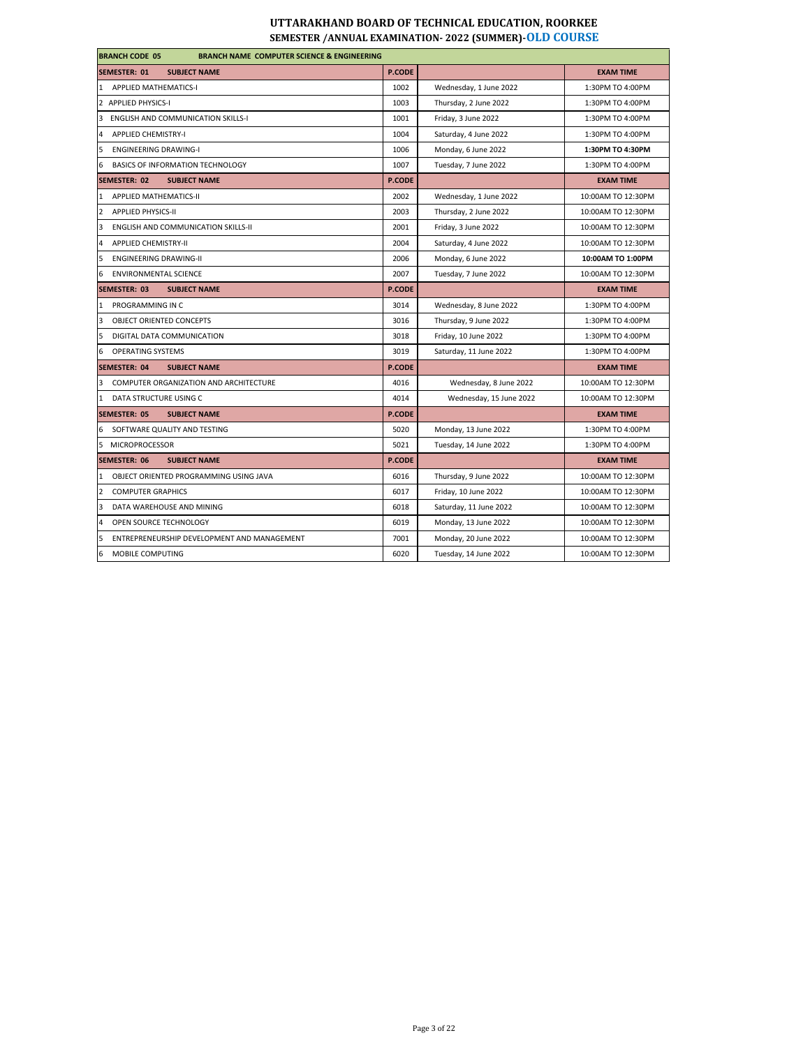# UTTARAKHAND BOARD OF TECHNICAL EDUCATION, ROORKEE

## SEMESTER /ANNUAL EXAMINATION- 2022 (SUMMER)-OLD COURSE

| BRANCH CODE 05 | BRANCH NAME COMPUTER SCIENCE & ENGINEERING | | |
|---|---|---|---|
| **SEMESTER: 01 SUBJECT NAME** | **P.CODE** | | **EXAM TIME** |
| 1 APPLIED MATHEMATICS-I | 1002 | Wednesday, 1 June 2022 | 1:30PM TO 4:00PM |
| 2 APPLIED PHYSICS-I | 1003 | Thursday, 2 June 2022 | 1:30PM TO 4:00PM |
| 3 ENGLISH AND COMMUNICATION SKILLS-I | 1001 | Friday, 3 June 2022 | 1:30PM TO 4:00PM |
| 4 APPLIED CHEMISTRY-I | 1004 | Saturday, 4 June 2022 | 1:30PM TO 4:00PM |
| 5 ENGINEERING DRAWING-I | 1006 | Monday, 6 June 2022 | **1:30PM TO 4:30PM** |
| 6 BASICS OF INFORMATION TECHNOLOGY | 1007 | Tuesday, 7 June 2022 | 1:30PM TO 4:00PM |
| **SEMESTER: 02 SUBJECT NAME** | **P.CODE** | | **EXAM TIME** |
| 1 APPLIED MATHEMATICS-II | 2002 | Wednesday, 1 June 2022 | 10:00AM TO 12:30PM |
| 2 APPLIED PHYSICS-II | 2003 | Thursday, 2 June 2022 | 10:00AM TO 12:30PM |
| 3 ENGLISH AND COMMUNICATION SKILLS-II | 2001 | Friday, 3 June 2022 | 10:00AM TO 12:30PM |
| 4 APPLIED CHEMISTRY-II | 2004 | Saturday, 4 June 2022 | 10:00AM TO 12:30PM |
| 5 ENGINEERING DRAWING-II | 2006 | Monday, 6 June 2022 | **10:00AM TO 1:00PM** |
| 6 ENVIRONMENTAL SCIENCE | 2007 | Tuesday, 7 June 2022 | 10:00AM TO 12:30PM |
| **SEMESTER: 03 SUBJECT NAME** | **P.CODE** | | **EXAM TIME** |
| 1 PROGRAMMING IN C | 3014 | Wednesday, 8 June 2022 | 1:30PM TO 4:00PM |
| 3 OBJECT ORIENTED CONCEPTS | 3016 | Thursday, 9 June 2022 | 1:30PM TO 4:00PM |
| 5 DIGITAL DATA COMMUNICATION | 3018 | Friday, 10 June 2022 | 1:30PM TO 4:00PM |
| 6 OPERATING SYSTEMS | 3019 | Saturday, 11 June 2022 | 1:30PM TO 4:00PM |
| **SEMESTER: 04 SUBJECT NAME** | **P.CODE** | | **EXAM TIME** |
| 3 COMPUTER ORGANIZATION AND ARCHITECTURE | 4016 | Wednesday, 8 June 2022 | 10:00AM TO 12:30PM |
| 1 DATA STRUCTURE USING C | 4014 | Wednesday, 15 June 2022 | 10:00AM TO 12:30PM |
| **SEMESTER: 05 SUBJECT NAME** | **P.CODE** | | **EXAM TIME** |
| 6 SOFTWARE QUALITY AND TESTING | 5020 | Monday, 13 June 2022 | 1:30PM TO 4:00PM |
| 5 MICROPROCESSOR | 5021 | Tuesday, 14 June 2022 | 1:30PM TO 4:00PM |
| **SEMESTER: 06 SUBJECT NAME** | **P.CODE** | | **EXAM TIME** |
| 1 OBJECT ORIENTED PROGRAMMING USING JAVA | 6016 | Thursday, 9 June 2022 | 10:00AM TO 12:30PM |
| 2 COMPUTER GRAPHICS | 6017 | Friday, 10 June 2022 | 10:00AM TO 12:30PM |
| 3 DATA WAREHOUSE AND MINING | 6018 | Saturday, 11 June 2022 | 10:00AM TO 12:30PM |
| 4 OPEN SOURCE TECHNOLOGY | 6019 | Monday, 13 June 2022 | 10:00AM TO 12:30PM |
| 5 ENTREPRENEURSHIP DEVELOPMENT AND MANAGEMENT | 7001 | Monday, 20 June 2022 | 10:00AM TO 12:30PM |
| 6 MOBILE COMPUTING | 6020 | Tuesday, 14 June 2022 | 10:00AM TO 12:30PM |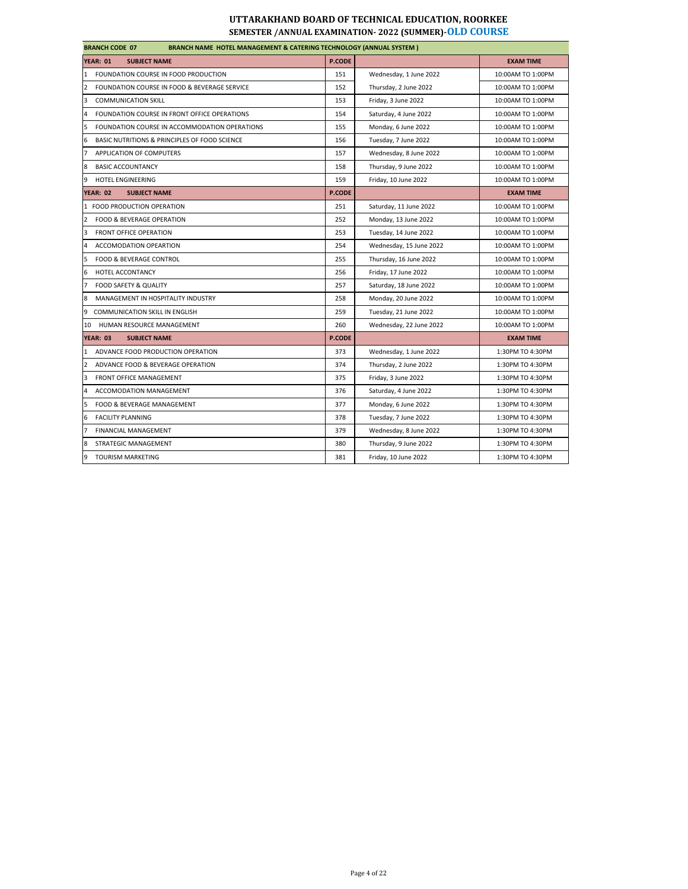# UTTARAKHAND BOARD OF TECHNICAL EDUCATION, ROORKEE

## SEMESTER /ANNUAL EXAMINATION- 2022 (SUMMER)-OLD COURSE

| BRANCH CODE 07 | BRANCH NAME HOTEL MANAGEMENT & CATERING TECHNOLOGY (ANNUAL SYSTEM ) | | |
|---|---|---|---|
| **YEAR: 01 SUBJECT NAME** | **P.CODE** | | **EXAM TIME** |
| 1 FOUNDATION COURSE IN FOOD PRODUCTION | 151 | Wednesday, 1 June 2022 | 10:00AM TO 1:00PM |
| 2 FOUNDATION COURSE IN FOOD & BEVERAGE SERVICE | 152 | Thursday, 2 June 2022 | 10:00AM TO 1:00PM |
| 3 COMMUNICATION SKILL | 153 | Friday, 3 June 2022 | 10:00AM TO 1:00PM |
| 4 FOUNDATION COURSE IN FRONT OFFICE OPERATIONS | 154 | Saturday, 4 June 2022 | 10:00AM TO 1:00PM |
| 5 FOUNDATION COURSE IN ACCOMMODATION OPERATIONS | 155 | Monday, 6 June 2022 | 10:00AM TO 1:00PM |
| 6 BASIC NUTRITIONS & PRINCIPLES OF FOOD SCIENCE | 156 | Tuesday, 7 June 2022 | 10:00AM TO 1:00PM |
| 7 APPLICATION OF COMPUTERS | 157 | Wednesday, 8 June 2022 | 10:00AM TO 1:00PM |
| 8 BASIC ACCOUNTANCY | 158 | Thursday, 9 June 2022 | 10:00AM TO 1:00PM |
| 9 HOTEL ENGINEERING | 159 | Friday, 10 June 2022 | 10:00AM TO 1:00PM |
| **YEAR: 02 SUBJECT NAME** | **P.CODE** | | **EXAM TIME** |
| 1 FOOD PRODUCTION OPERATION | 251 | Saturday, 11 June 2022 | 10:00AM TO 1:00PM |
| 2 FOOD & BEVERAGE OPERATION | 252 | Monday, 13 June 2022 | 10:00AM TO 1:00PM |
| 3 FRONT OFFICE OPERATION | 253 | Tuesday, 14 June 2022 | 10:00AM TO 1:00PM |
| 4 ACCOMODATION OPEARTION | 254 | Wednesday, 15 June 2022 | 10:00AM TO 1:00PM |
| 5 FOOD & BEVERAGE CONTROL | 255 | Thursday, 16 June 2022 | 10:00AM TO 1:00PM |
| 6 HOTEL ACCONTANCY | 256 | Friday, 17 June 2022 | 10:00AM TO 1:00PM |
| 7 FOOD SAFETY & QUALITY | 257 | Saturday, 18 June 2022 | 10:00AM TO 1:00PM |
| 8 MANAGEMENT IN HOSPITALITY INDUSTRY | 258 | Monday, 20 June 2022 | 10:00AM TO 1:00PM |
| 9 COMMUNICATION SKILL IN ENGLISH | 259 | Tuesday, 21 June 2022 | 10:00AM TO 1:00PM |
| 10 HUMAN RESOURCE MANAGEMENT | 260 | Wednesday, 22 June 2022 | 10:00AM TO 1:00PM |
| **YEAR: 03 SUBJECT NAME** | **P.CODE** | | **EXAM TIME** |
| 1 ADVANCE FOOD PRODUCTION OPERATION | 373 | Wednesday, 1 June 2022 | 1:30PM TO 4:30PM |
| 2 ADVANCE FOOD & BEVERAGE OPERATION | 374 | Thursday, 2 June 2022 | 1:30PM TO 4:30PM |
| 3 FRONT OFFICE MANAGEMENT | 375 | Friday, 3 June 2022 | 1:30PM TO 4:30PM |
| 4 ACCOMODATION MANAGEMENT | 376 | Saturday, 4 June 2022 | 1:30PM TO 4:30PM |
| 5 FOOD & BEVERAGE MANAGEMENT | 377 | Monday, 6 June 2022 | 1:30PM TO 4:30PM |
| 6 FACILITY PLANNING | 378 | Tuesday, 7 June 2022 | 1:30PM TO 4:30PM |
| 7 FINANCIAL MANAGEMENT | 379 | Wednesday, 8 June 2022 | 1:30PM TO 4:30PM |
| 8 STRATEGIC MANAGEMENT | 380 | Thursday, 9 June 2022 | 1:30PM TO 4:30PM |
| 9 TOURISM MARKETING | 381 | Friday, 10 June 2022 | 1:30PM TO 4:30PM |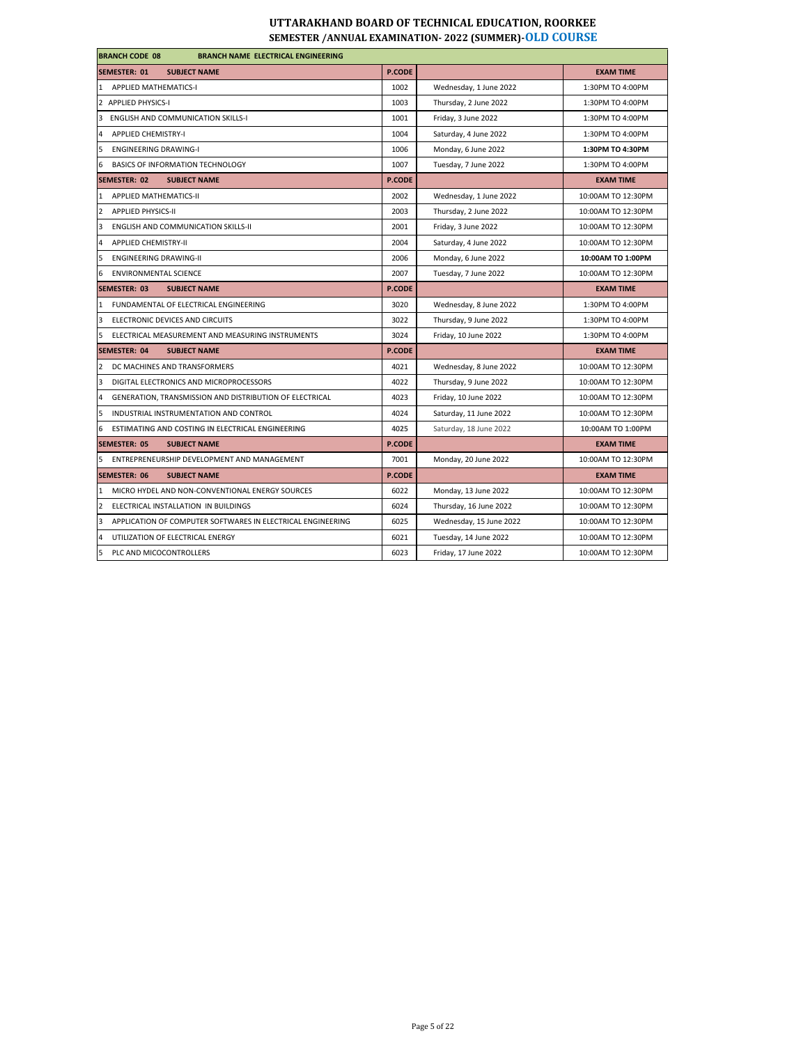# UTTARAKHAND BOARD OF TECHNICAL EDUCATION, ROORKEE

## SEMESTER /ANNUAL EXAMINATION- 2022 (SUMMER)-OLD COURSE

| BRANCH CODE 08 BRANCH NAME ELECTRICAL ENGINEERING | | | |
|---|---|---|---|
| **SEMESTER: 01 SUBJECT NAME** | **P.CODE** | | **EXAM TIME** |
| 1 APPLIED MATHEMATICS-I | 1002 | Wednesday, 1 June 2022 | 1:30PM TO 4:00PM |
| 2 APPLIED PHYSICS-I | 1003 | Thursday, 2 June 2022 | 1:30PM TO 4:00PM |
| 3 ENGLISH AND COMMUNICATION SKILLS-I | 1001 | Friday, 3 June 2022 | 1:30PM TO 4:00PM |
| 4 APPLIED CHEMISTRY-I | 1004 | Saturday, 4 June 2022 | 1:30PM TO 4:00PM |
| 5 ENGINEERING DRAWING-I | 1006 | Monday, 6 June 2022 | **1:30PM TO 4:30PM** |
| 6 BASICS OF INFORMATION TECHNOLOGY | 1007 | Tuesday, 7 June 2022 | 1:30PM TO 4:00PM |
| **SEMESTER: 02 SUBJECT NAME** | **P.CODE** | | **EXAM TIME** |
| 1 APPLIED MATHEMATICS-II | 2002 | Wednesday, 1 June 2022 | 10:00AM TO 12:30PM |
| 2 APPLIED PHYSICS-II | 2003 | Thursday, 2 June 2022 | 10:00AM TO 12:30PM |
| 3 ENGLISH AND COMMUNICATION SKILLS-II | 2001 | Friday, 3 June 2022 | 10:00AM TO 12:30PM |
| 4 APPLIED CHEMISTRY-II | 2004 | Saturday, 4 June 2022 | 10:00AM TO 12:30PM |
| 5 ENGINEERING DRAWING-II | 2006 | Monday, 6 June 2022 | **10:00AM TO 1:00PM** |
| 6 ENVIRONMENTAL SCIENCE | 2007 | Tuesday, 7 June 2022 | 10:00AM TO 12:30PM |
| **SEMESTER: 03 SUBJECT NAME** | **P.CODE** | | **EXAM TIME** |
| 1 FUNDAMENTAL OF ELECTRICAL ENGINEERING | 3020 | Wednesday, 8 June 2022 | 1:30PM TO 4:00PM |
| 3 ELECTRONIC DEVICES AND CIRCUITS | 3022 | Thursday, 9 June 2022 | 1:30PM TO 4:00PM |
| 5 ELECTRICAL MEASUREMENT AND MEASURING INSTRUMENTS | 3024 | Friday, 10 June 2022 | 1:30PM TO 4:00PM |
| **SEMESTER: 04 SUBJECT NAME** | **P.CODE** | | **EXAM TIME** |
| 2 DC MACHINES AND TRANSFORMERS | 4021 | Wednesday, 8 June 2022 | 10:00AM TO 12:30PM |
| 3 DIGITAL ELECTRONICS AND MICROPROCESSORS | 4022 | Thursday, 9 June 2022 | 10:00AM TO 12:30PM |
| 4 GENERATION, TRANSMISSION AND DISTRIBUTION OF ELECTRICAL | 4023 | Friday, 10 June 2022 | 10:00AM TO 12:30PM |
| 5 INDUSTRIAL INSTRUMENTATION AND CONTROL | 4024 | Saturday, 11 June 2022 | 10:00AM TO 12:30PM |
| 6 **ESTIMATING AND COSTING IN ELECTRICAL ENGINEERING** | **4025** | Saturday, 18 June 2022 | **10:00AM TO 1:00PM** |
| **SEMESTER: 05 SUBJECT NAME** | **P.CODE** | | **EXAM TIME** |
| 5 ENTREPRENEURSHIP DEVELOPMENT AND MANAGEMENT | 7001 | Monday, 20 June 2022 | 10:00AM TO 12:30PM |
| **SEMESTER: 06 SUBJECT NAME** | **P.CODE** | | **EXAM TIME** |
| 1 MICRO HYDEL AND NON-CONVENTIONAL ENERGY SOURCES | 6022 | Monday, 13 June 2022 | 10:00AM TO 12:30PM |
| 2 ELECTRICAL INSTALLATION IN BUILDINGS | 6024 | Thursday, 16 June 2022 | 10:00AM TO 12:30PM |
| 3 APPLICATION OF COMPUTER SOFTWARES IN ELECTRICAL ENGINEERING | 6025 | Wednesday, 15 June 2022 | 10:00AM TO 12:30PM |
| 4 UTILIZATION OF ELECTRICAL ENERGY | 6021 | Tuesday, 14 June 2022 | 10:00AM TO 12:30PM |
| 5 PLC AND MICOCONTROLLERS | 6023 | Friday, 17 June 2022 | 10:00AM TO 12:30PM |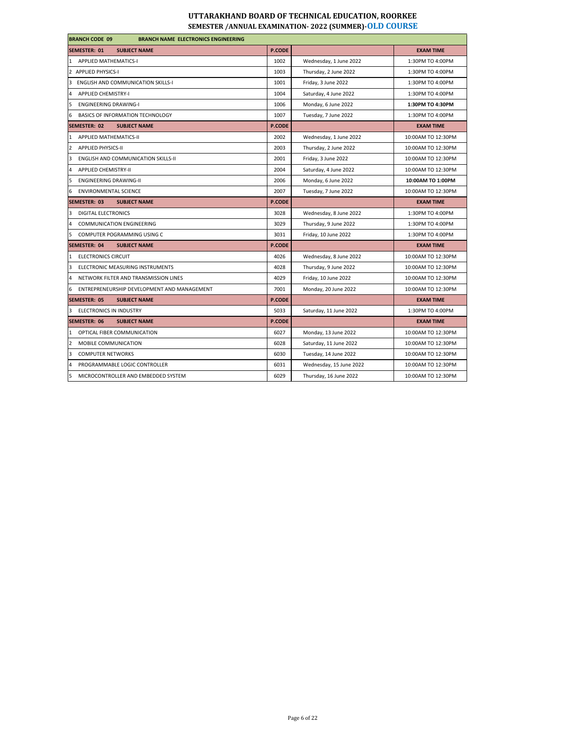# UTTARAKHAND BOARD OF TECHNICAL EDUCATION, ROORKEE
## SEMESTER /ANNUAL EXAMINATION- 2022 (SUMMER)-OLD COURSE

| BRANCH CODE 09 BRANCH NAME ELECTRONICS ENGINEERING | | | |
|---|---|---|---|
| **SEMESTER: 01 SUBJECT NAME** | **P.CODE** | | **EXAM TIME** |
| 1 APPLIED MATHEMATICS-I | 1002 | Wednesday, 1 June 2022 | 1:30PM TO 4:00PM |
| 2 APPLIED PHYSICS-I | 1003 | Thursday, 2 June 2022 | 1:30PM TO 4:00PM |
| 3 ENGLISH AND COMMUNICATION SKILLS-I | 1001 | Friday, 3 June 2022 | 1:30PM TO 4:00PM |
| 4 APPLIED CHEMISTRY-I | 1004 | Saturday, 4 June 2022 | 1:30PM TO 4:00PM |
| 5 ENGINEERING DRAWING-I | 1006 | Monday, 6 June 2022 | **1:30PM TO 4:30PM** |
| 6 BASICS OF INFORMATION TECHNOLOGY | 1007 | Tuesday, 7 June 2022 | 1:30PM TO 4:00PM |
| **SEMESTER: 02 SUBJECT NAME** | **P.CODE** | | **EXAM TIME** |
| 1 APPLIED MATHEMATICS-II | 2002 | Wednesday, 1 June 2022 | 10:00AM TO 12:30PM |
| 2 APPLIED PHYSICS-II | 2003 | Thursday, 2 June 2022 | 10:00AM TO 12:30PM |
| 3 ENGLISH AND COMMUNICATION SKILLS-II | 2001 | Friday, 3 June 2022 | 10:00AM TO 12:30PM |
| 4 APPLIED CHEMISTRY-II | 2004 | Saturday, 4 June 2022 | 10:00AM TO 12:30PM |
| 5 ENGINEERING DRAWING-II | 2006 | Monday, 6 June 2022 | **10:00AM TO 1:00PM** |
| 6 ENVIRONMENTAL SCIENCE | 2007 | Tuesday, 7 June 2022 | 10:00AM TO 12:30PM |
| **SEMESTER: 03 SUBJECT NAME** | **P.CODE** | | **EXAM TIME** |
| 3 DIGITAL ELECTRONICS | 3028 | Wednesday, 8 June 2022 | 1:30PM TO 4:00PM |
| 4 COMMUNICATION ENGINEERING | 3029 | Thursday, 9 June 2022 | 1:30PM TO 4:00PM |
| 5 COMPUTER POGRAMMING USING C | 3031 | Friday, 10 June 2022 | 1:30PM TO 4:00PM |
| **SEMESTER: 04 SUBJECT NAME** | **P.CODE** | | **EXAM TIME** |
| 1 ELECTRONICS CIRCUIT | 4026 | Wednesday, 8 June 2022 | 10:00AM TO 12:30PM |
| 3 ELECTRONIC MEASURING INSTRUMENTS | 4028 | Thursday, 9 June 2022 | 10:00AM TO 12:30PM |
| 4 NETWORK FILTER AND TRANSMISSION LINES | 4029 | Friday, 10 June 2022 | 10:00AM TO 12:30PM |
| 6 ENTREPRENEURSHIP DEVELOPMENT AND MANAGEMENT | 7001 | Monday, 20 June 2022 | 10:00AM TO 12:30PM |
| **SEMESTER: 05 SUBJECT NAME** | **P.CODE** | | **EXAM TIME** |
| 3 ELECTRONICS IN INDUSTRY | 5033 | Saturday, 11 June 2022 | 1:30PM TO 4:00PM |
| **SEMESTER: 06 SUBJECT NAME** | **P.CODE** | | **EXAM TIME** |
| 1 OPTICAL FIBER COMMUNICATION | 6027 | Monday, 13 June 2022 | 10:00AM TO 12:30PM |
| 2 MOBILE COMMUNICATION | 6028 | Saturday, 11 June 2022 | 10:00AM TO 12:30PM |
| 3 COMPUTER NETWORKS | 6030 | Tuesday, 14 June 2022 | 10:00AM TO 12:30PM |
| 4 PROGRAMMABLE LOGIC CONTROLLER | 6031 | Wednesday, 15 June 2022 | 10:00AM TO 12:30PM |
| 5 MICROCONTROLLER AND EMBEDDED SYSTEM | 6029 | Thursday, 16 June 2022 | 10:00AM TO 12:30PM |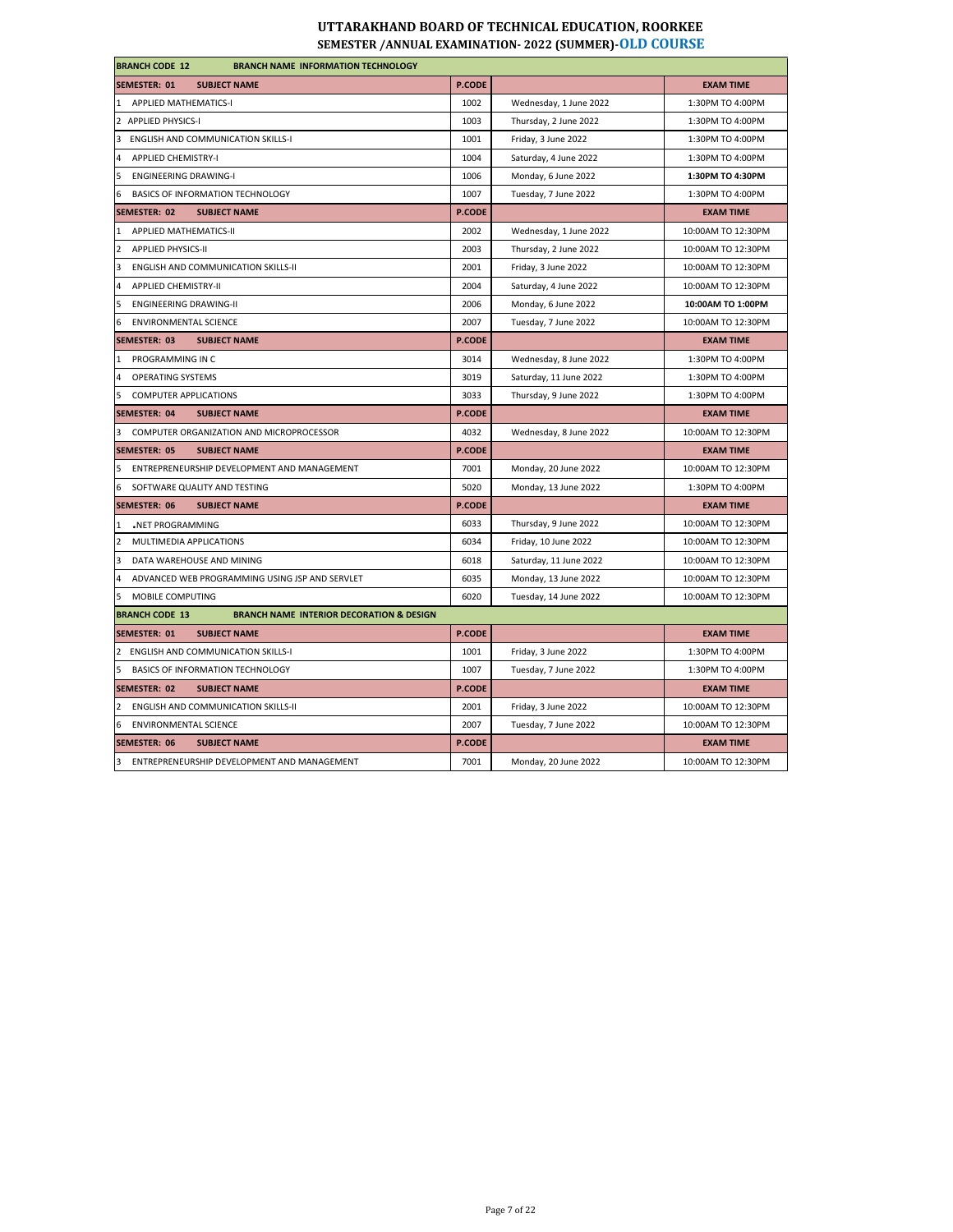# UTTARAKHAND BOARD OF TECHNICAL EDUCATION, ROORKEE

## SEMESTER /ANNUAL EXAMINATION- 2022 (SUMMER)-OLD COURSE

| BRANCH CODE 12 BRANCH NAME INFORMATION TECHNOLOGY | | | |
|---|---|---|---|
| **SEMESTER: 01 SUBJECT NAME** | **P.CODE** | | **EXAM TIME** |
| 1 APPLIED MATHEMATICS-I | 1002 | Wednesday, 1 June 2022 | 1:30PM TO 4:00PM |
| 2 APPLIED PHYSICS-I | 1003 | Thursday, 2 June 2022 | 1:30PM TO 4:00PM |
| 3 ENGLISH AND COMMUNICATION SKILLS-I | 1001 | Friday, 3 June 2022 | 1:30PM TO 4:00PM |
| 4 APPLIED CHEMISTRY-I | 1004 | Saturday, 4 June 2022 | 1:30PM TO 4:00PM |
| 5 ENGINEERING DRAWING-I | 1006 | Monday, 6 June 2022 | **1:30PM TO 4:30PM** |
| 6 BASICS OF INFORMATION TECHNOLOGY | 1007 | Tuesday, 7 June 2022 | 1:30PM TO 4:00PM |
| **SEMESTER: 02 SUBJECT NAME** | **P.CODE** | | **EXAM TIME** |
| 1 APPLIED MATHEMATICS-II | 2002 | Wednesday, 1 June 2022 | 10:00AM TO 12:30PM |
| 2 APPLIED PHYSICS-II | 2003 | Thursday, 2 June 2022 | 10:00AM TO 12:30PM |
| 3 ENGLISH AND COMMUNICATION SKILLS-II | 2001 | Friday, 3 June 2022 | 10:00AM TO 12:30PM |
| 4 APPLIED CHEMISTRY-II | 2004 | Saturday, 4 June 2022 | 10:00AM TO 12:30PM |
| 5 ENGINEERING DRAWING-II | 2006 | Monday, 6 June 2022 | **10:00AM TO 1:00PM** |
| 6 ENVIRONMENTAL SCIENCE | 2007 | Tuesday, 7 June 2022 | 10:00AM TO 12:30PM |
| **SEMESTER: 03 SUBJECT NAME** | **P.CODE** | | **EXAM TIME** |
| 1 PROGRAMMING IN C | 3014 | Wednesday, 8 June 2022 | 1:30PM TO 4:00PM |
| 4 OPERATING SYSTEMS | 3019 | Saturday, 11 June 2022 | 1:30PM TO 4:00PM |
| 5 COMPUTER APPLICATIONS | 3033 | Thursday, 9 June 2022 | 1:30PM TO 4:00PM |
| **SEMESTER: 04 SUBJECT NAME** | **P.CODE** | | **EXAM TIME** |
| 3 COMPUTER ORGANIZATION AND MICROPROCESSOR | 4032 | Wednesday, 8 June 2022 | 10:00AM TO 12:30PM |
| **SEMESTER: 05 SUBJECT NAME** | **P.CODE** | | **EXAM TIME** |
| 5 ENTREPRENEURSHIP DEVELOPMENT AND MANAGEMENT | 7001 | Monday, 20 June 2022 | 10:00AM TO 12:30PM |
| 6 SOFTWARE QUALITY AND TESTING | 5020 | Monday, 13 June 2022 | 1:30PM TO 4:00PM |
| **SEMESTER: 06 SUBJECT NAME** | **P.CODE** | | **EXAM TIME** |
| 1 .NET PROGRAMMING | 6033 | Thursday, 9 June 2022 | 10:00AM TO 12:30PM |
| 2 MULTIMEDIA APPLICATIONS | 6034 | Friday, 10 June 2022 | 10:00AM TO 12:30PM |
| 3 DATA WAREHOUSE AND MINING | 6018 | Saturday, 11 June 2022 | 10:00AM TO 12:30PM |
| 4 ADVANCED WEB PROGRAMMING USING JSP AND SERVLET | 6035 | Monday, 13 June 2022 | 10:00AM TO 12:30PM |
| 5 MOBILE COMPUTING | 6020 | Tuesday, 14 June 2022 | 10:00AM TO 12:30PM |
| **BRANCH CODE 13 BRANCH NAME INTERIOR DECORATION & DESIGN** | | | |
| **SEMESTER: 01 SUBJECT NAME** | **P.CODE** | | **EXAM TIME** |
| 2 ENGLISH AND COMMUNICATION SKILLS-I | 1001 | Friday, 3 June 2022 | 1:30PM TO 4:00PM |
| 5 BASICS OF INFORMATION TECHNOLOGY | 1007 | Tuesday, 7 June 2022 | 1:30PM TO 4:00PM |
| **SEMESTER: 02 SUBJECT NAME** | **P.CODE** | | **EXAM TIME** |
| 2 ENGLISH AND COMMUNICATION SKILLS-II | 2001 | Friday, 3 June 2022 | 10:00AM TO 12:30PM |
| 6 ENVIRONMENTAL SCIENCE | 2007 | Tuesday, 7 June 2022 | 10:00AM TO 12:30PM |
| **SEMESTER: 06 SUBJECT NAME** | **P.CODE** | | **EXAM TIME** |
| 3 ENTREPRENEURSHIP DEVELOPMENT AND MANAGEMENT | 7001 | Monday, 20 June 2022 | 10:00AM TO 12:30PM |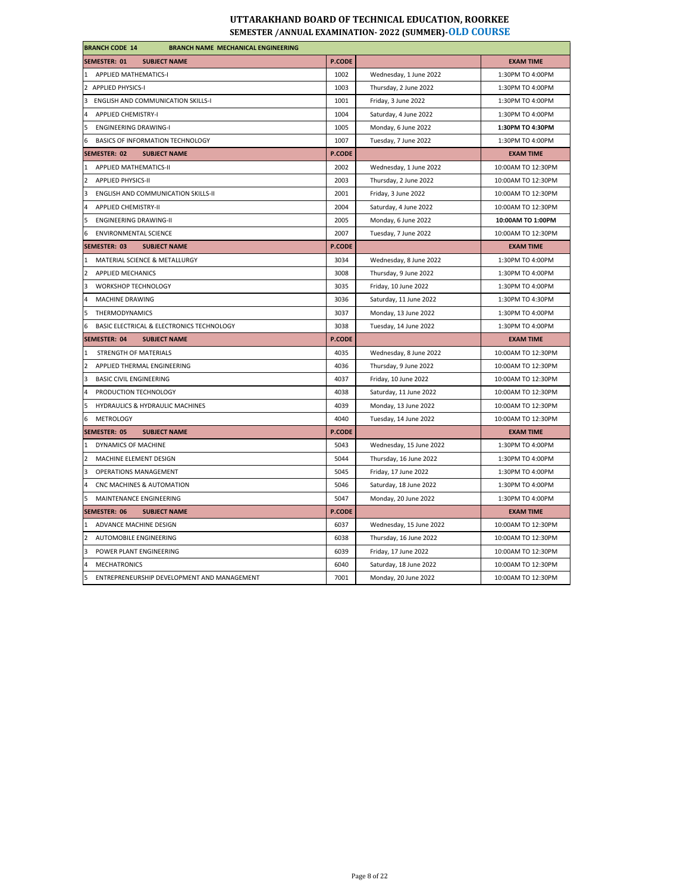# UTTARAKHAND BOARD OF TECHNICAL EDUCATION, ROORKEE

## SEMESTER /ANNUAL EXAMINATION- 2022 (SUMMER)-OLD COURSE

| BRANCH CODE 14 BRANCH NAME MECHANICAL ENGINEERING | | | |
|---|---|---|---|
| **SEMESTER: 01 SUBJECT NAME** | **P.CODE** | | **EXAM TIME** |
| 1 APPLIED MATHEMATICS-I | 1002 | Wednesday, 1 June 2022 | 1:30PM TO 4:00PM |
| 2 APPLIED PHYSICS-I | 1003 | Thursday, 2 June 2022 | 1:30PM TO 4:00PM |
| 3 ENGLISH AND COMMUNICATION SKILLS-I | 1001 | Friday, 3 June 2022 | 1:30PM TO 4:00PM |
| 4 APPLIED CHEMISTRY-I | 1004 | Saturday, 4 June 2022 | 1:30PM TO 4:00PM |
| 5 ENGINEERING DRAWING-I | 1005 | Monday, 6 June 2022 | **1:30PM TO 4:30PM** |
| 6 BASICS OF INFORMATION TECHNOLOGY | 1007 | Tuesday, 7 June 2022 | 1:30PM TO 4:00PM |
| **SEMESTER: 02 SUBJECT NAME** | **P.CODE** | | **EXAM TIME** |
| 1 APPLIED MATHEMATICS-II | 2002 | Wednesday, 1 June 2022 | 10:00AM TO 12:30PM |
| 2 APPLIED PHYSICS-II | 2003 | Thursday, 2 June 2022 | 10:00AM TO 12:30PM |
| 3 ENGLISH AND COMMUNICATION SKILLS-II | 2001 | Friday, 3 June 2022 | 10:00AM TO 12:30PM |
| 4 APPLIED CHEMISTRY-II | 2004 | Saturday, 4 June 2022 | 10:00AM TO 12:30PM |
| 5 ENGINEERING DRAWING-II | 2005 | Monday, 6 June 2022 | **10:00AM TO 1:00PM** |
| 6 ENVIRONMENTAL SCIENCE | 2007 | Tuesday, 7 June 2022 | 10:00AM TO 12:30PM |
| **SEMESTER: 03 SUBJECT NAME** | **P.CODE** | | **EXAM TIME** |
| 1 MATERIAL SCIENCE & METALLURGY | 3034 | Wednesday, 8 June 2022 | 1:30PM TO 4:00PM |
| 2 APPLIED MECHANICS | 3008 | Thursday, 9 June 2022 | 1:30PM TO 4:00PM |
| 3 WORKSHOP TECHNOLOGY | 3035 | Friday, 10 June 2022 | 1:30PM TO 4:00PM |
| 4 MACHINE DRAWING | 3036 | Saturday, 11 June 2022 | 1:30PM TO 4:30PM |
| 5 THERMODYNAMICS | 3037 | Monday, 13 June 2022 | 1:30PM TO 4:00PM |
| 6 BASIC ELECTRICAL & ELECTRONICS TECHNOLOGY | 3038 | Tuesday, 14 June 2022 | 1:30PM TO 4:00PM |
| **SEMESTER: 04 SUBJECT NAME** | **P.CODE** | | **EXAM TIME** |
| 1 STRENGTH OF MATERIALS | 4035 | Wednesday, 8 June 2022 | 10:00AM TO 12:30PM |
| 2 APPLIED THERMAL ENGINEERING | 4036 | Thursday, 9 June 2022 | 10:00AM TO 12:30PM |
| 3 BASIC CIVIL ENGINEERING | 4037 | Friday, 10 June 2022 | 10:00AM TO 12:30PM |
| 4 PRODUCTION TECHNOLOGY | 4038 | Saturday, 11 June 2022 | 10:00AM TO 12:30PM |
| 5 HYDRAULICS & HYDRAULIC MACHINES | 4039 | Monday, 13 June 2022 | 10:00AM TO 12:30PM |
| 6 METROLOGY | 4040 | Tuesday, 14 June 2022 | 10:00AM TO 12:30PM |
| **SEMESTER: 05 SUBJECT NAME** | **P.CODE** | | **EXAM TIME** |
| 1 DYNAMICS OF MACHINE | 5043 | Wednesday, 15 June 2022 | 1:30PM TO 4:00PM |
| 2 MACHINE ELEMENT DESIGN | 5044 | Thursday, 16 June 2022 | 1:30PM TO 4:00PM |
| 3 OPERATIONS MANAGEMENT | 5045 | Friday, 17 June 2022 | 1:30PM TO 4:00PM |
| 4 CNC MACHINES & AUTOMATION | 5046 | Saturday, 18 June 2022 | 1:30PM TO 4:00PM |
| 5 MAINTENANCE ENGINEERING | 5047 | Monday, 20 June 2022 | 1:30PM TO 4:00PM |
| **SEMESTER: 06 SUBJECT NAME** | **P.CODE** | | **EXAM TIME** |
| 1 ADVANCE MACHINE DESIGN | 6037 | Wednesday, 15 June 2022 | 10:00AM TO 12:30PM |
| 2 AUTOMOBILE ENGINEERING | 6038 | Thursday, 16 June 2022 | 10:00AM TO 12:30PM |
| 3 POWER PLANT ENGINEERING | 6039 | Friday, 17 June 2022 | 10:00AM TO 12:30PM |
| 4 MECHATRONICS | 6040 | Saturday, 18 June 2022 | 10:00AM TO 12:30PM |
| 5 ENTREPRENEURSHIP DEVELOPMENT AND MANAGEMENT | 7001 | Monday, 20 June 2022 | 10:00AM TO 12:30PM |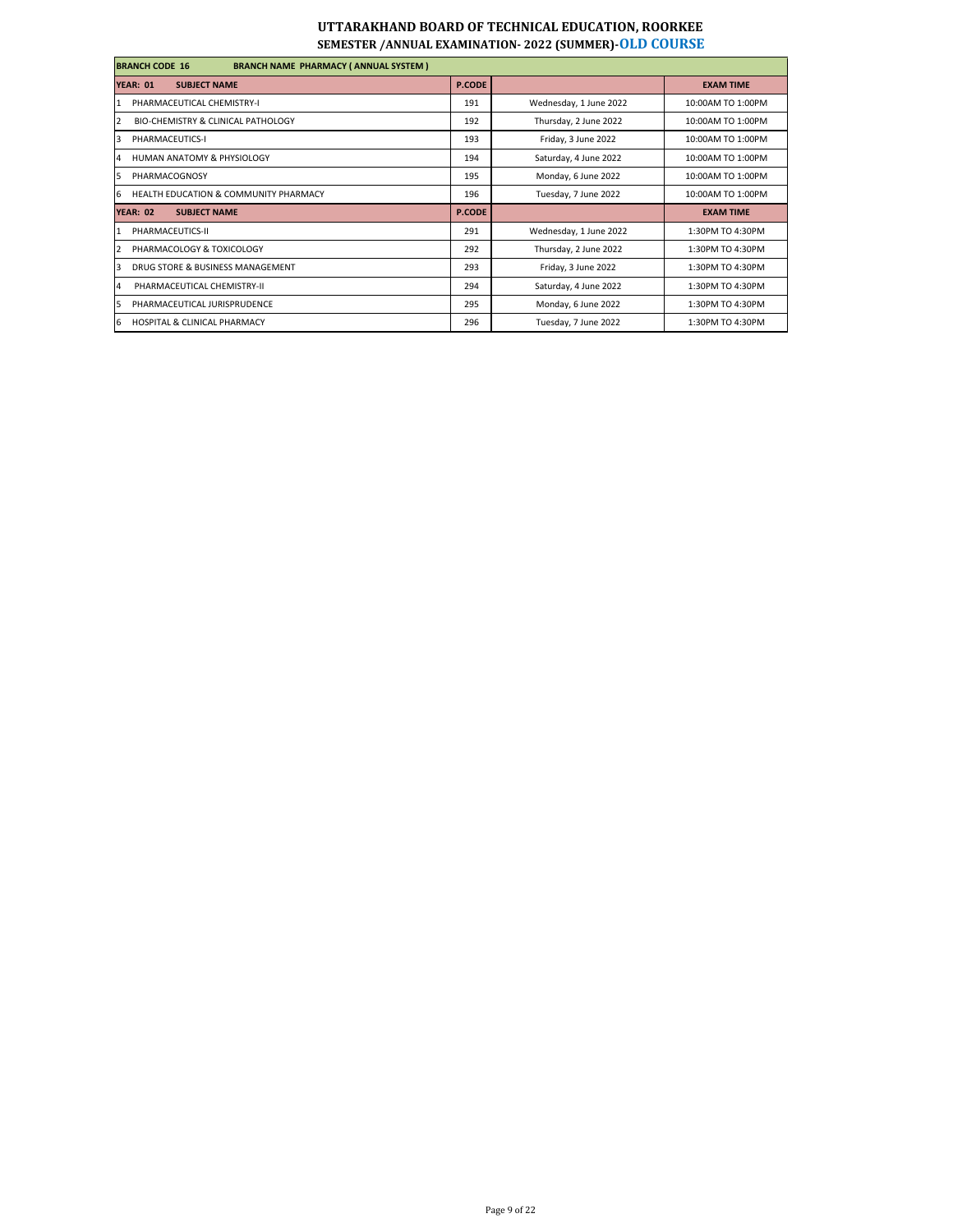# UTTARAKHAND BOARD OF TECHNICAL EDUCATION, ROORKEE

## SEMESTER /ANNUAL EXAMINATION- 2022 (SUMMER)-OLD COURSE

| BRANCH CODE 16 BRANCH NAME PHARMACY ( ANNUAL SYSTEM ) | | | |
|---|---|---|---|
| **YEAR: 01 SUBJECT NAME** | **P.CODE** | | **EXAM TIME** |
| 1 PHARMACEUTICAL CHEMISTRY-I | 191 | Wednesday, 1 June 2022 | 10:00AM TO 1:00PM |
| 2 BIO-CHEMISTRY & CLINICAL PATHOLOGY | 192 | Thursday, 2 June 2022 | 10:00AM TO 1:00PM |
| 3 PHARMACEUTICS-I | 193 | Friday, 3 June 2022 | 10:00AM TO 1:00PM |
| 4 HUMAN ANATOMY & PHYSIOLOGY | 194 | Saturday, 4 June 2022 | 10:00AM TO 1:00PM |
| 5 PHARMACOGNOSY | 195 | Monday, 6 June 2022 | 10:00AM TO 1:00PM |
| 6 HEALTH EDUCATION & COMMUNITY PHARMACY | 196 | Tuesday, 7 June 2022 | 10:00AM TO 1:00PM |
| **YEAR: 02 SUBJECT NAME** | **P.CODE** | | **EXAM TIME** |
| 1 PHARMACEUTICS-II | 291 | Wednesday, 1 June 2022 | 1:30PM TO 4:30PM |
| 2 PHARMACOLOGY & TOXICOLOGY | 292 | Thursday, 2 June 2022 | 1:30PM TO 4:30PM |
| 3 DRUG STORE & BUSINESS MANAGEMENT | 293 | Friday, 3 June 2022 | 1:30PM TO 4:30PM |
| 4 PHARMACEUTICAL CHEMISTRY-II | 294 | Saturday, 4 June 2022 | 1:30PM TO 4:30PM |
| 5 PHARMACEUTICAL JURISPRUDENCE | 295 | Monday, 6 June 2022 | 1:30PM TO 4:30PM |
| 6 HOSPITAL & CLINICAL PHARMACY | 296 | Tuesday, 7 June 2022 | 1:30PM TO 4:30PM |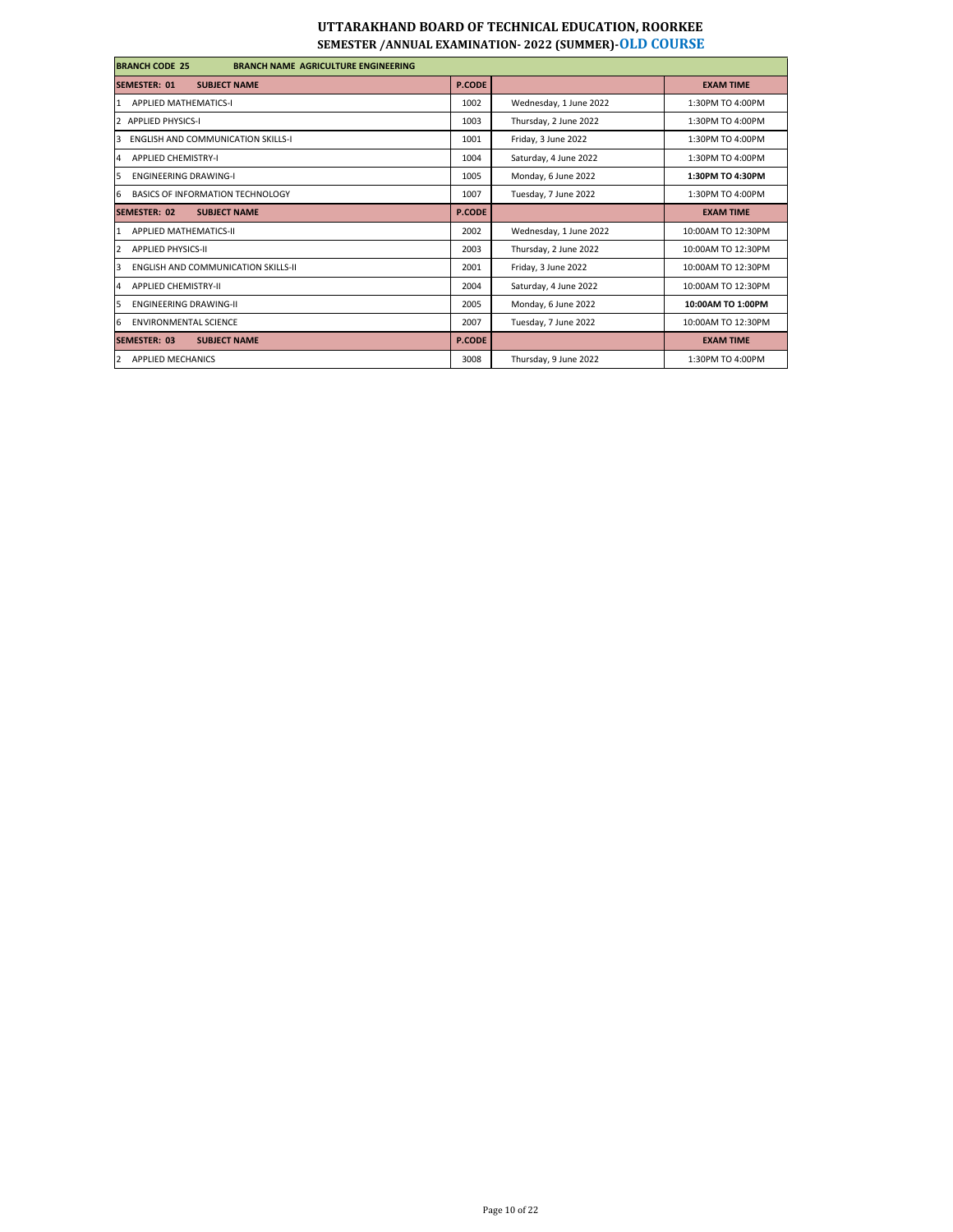# UTTARAKHAND BOARD OF TECHNICAL EDUCATION, ROORKEE

## SEMESTER /ANNUAL EXAMINATION- 2022 (SUMMER)-OLD COURSE

| BRANCH CODE 25 BRANCH NAME AGRICULTURE ENGINEERING | | | |
|---|---|---|---|
| **SEMESTER: 01 SUBJECT NAME** | **P.CODE** | | **EXAM TIME** |
| 1 APPLIED MATHEMATICS-I | 1002 | Wednesday, 1 June 2022 | 1:30PM TO 4:00PM |
| 2 APPLIED PHYSICS-I | 1003 | Thursday, 2 June 2022 | 1:30PM TO 4:00PM |
| 3 ENGLISH AND COMMUNICATION SKILLS-I | 1001 | Friday, 3 June 2022 | 1:30PM TO 4:00PM |
| 4 APPLIED CHEMISTRY-I | 1004 | Saturday, 4 June 2022 | 1:30PM TO 4:00PM |
| 5 ENGINEERING DRAWING-I | 1005 | Monday, 6 June 2022 | **1:30PM TO 4:30PM** |
| 6 BASICS OF INFORMATION TECHNOLOGY | 1007 | Tuesday, 7 June 2022 | 1:30PM TO 4:00PM |
| **SEMESTER: 02 SUBJECT NAME** | **P.CODE** | | **EXAM TIME** |
| 1 APPLIED MATHEMATICS-II | 2002 | Wednesday, 1 June 2022 | 10:00AM TO 12:30PM |
| 2 APPLIED PHYSICS-II | 2003 | Thursday, 2 June 2022 | 10:00AM TO 12:30PM |
| 3 ENGLISH AND COMMUNICATION SKILLS-II | 2001 | Friday, 3 June 2022 | 10:00AM TO 12:30PM |
| 4 APPLIED CHEMISTRY-II | 2004 | Saturday, 4 June 2022 | 10:00AM TO 12:30PM |
| 5 ENGINEERING DRAWING-II | 2005 | Monday, 6 June 2022 | **10:00AM TO 1:00PM** |
| 6 ENVIRONMENTAL SCIENCE | 2007 | Tuesday, 7 June 2022 | 10:00AM TO 12:30PM |
| **SEMESTER: 03 SUBJECT NAME** | **P.CODE** | | **EXAM TIME** |
| 2 APPLIED MECHANICS | 3008 | Thursday, 9 June 2022 | 1:30PM TO 4:00PM |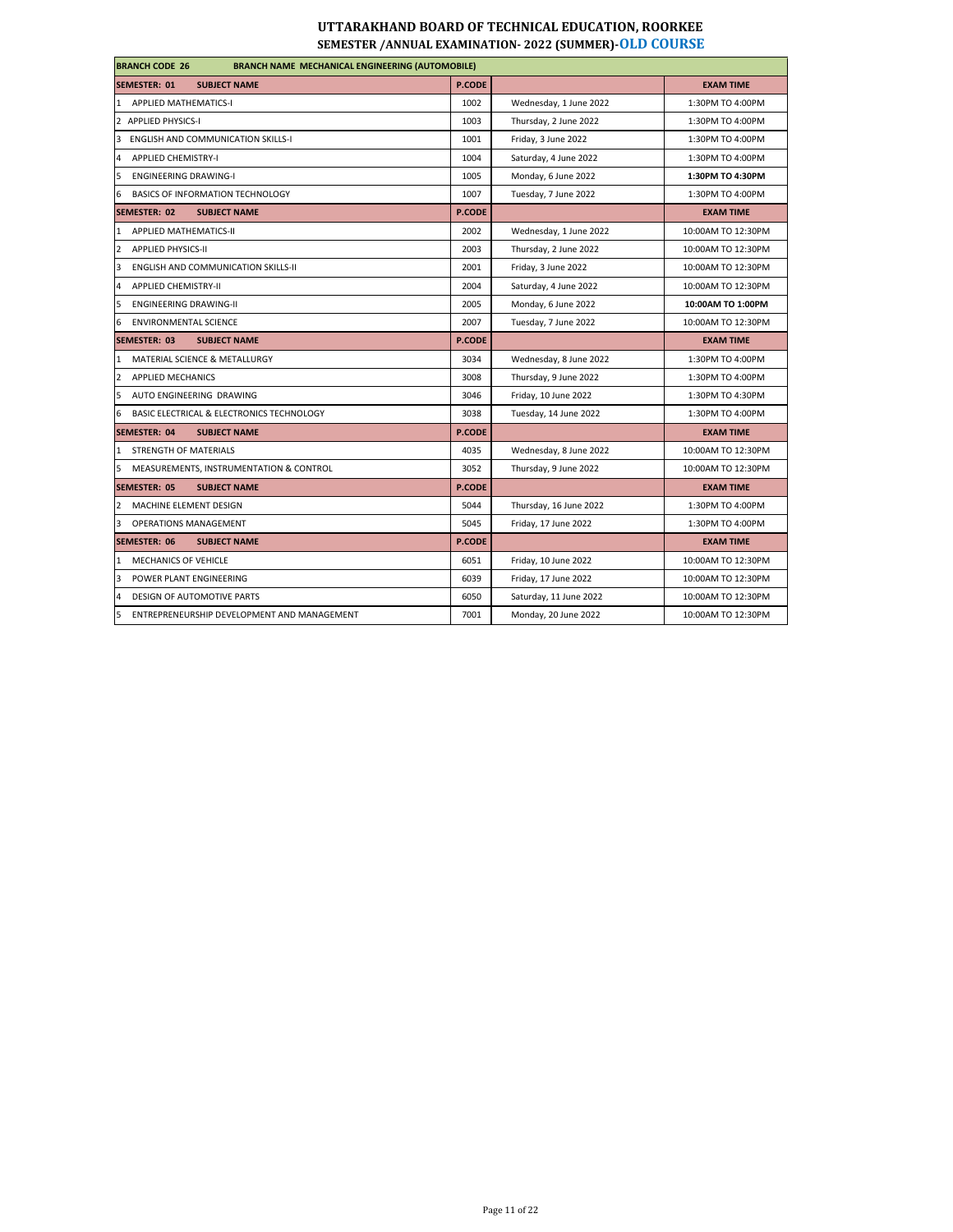# UTTARAKHAND BOARD OF TECHNICAL EDUCATION, ROORKEE

## SEMESTER /ANNUAL EXAMINATION- 2022 (SUMMER)-OLD COURSE

| BRANCH CODE 26 | BRANCH NAME MECHANICAL ENGINEERING (AUTOMOBILE) | | |
|---|---|---|---|
| **SEMESTER: 01 SUBJECT NAME** | **P.CODE** | | **EXAM TIME** |
| 1 APPLIED MATHEMATICS-I | 1002 | Wednesday, 1 June 2022 | 1:30PM TO 4:00PM |
| 2 APPLIED PHYSICS-I | 1003 | Thursday, 2 June 2022 | 1:30PM TO 4:00PM |
| 3 ENGLISH AND COMMUNICATION SKILLS-I | 1001 | Friday, 3 June 2022 | 1:30PM TO 4:00PM |
| 4 APPLIED CHEMISTRY-I | 1004 | Saturday, 4 June 2022 | 1:30PM TO 4:00PM |
| 5 ENGINEERING DRAWING-I | 1005 | Monday, 6 June 2022 | **1:30PM TO 4:30PM** |
| 6 BASICS OF INFORMATION TECHNOLOGY | 1007 | Tuesday, 7 June 2022 | 1:30PM TO 4:00PM |
| **SEMESTER: 02 SUBJECT NAME** | **P.CODE** | | **EXAM TIME** |
| 1 APPLIED MATHEMATICS-II | 2002 | Wednesday, 1 June 2022 | 10:00AM TO 12:30PM |
| 2 APPLIED PHYSICS-II | 2003 | Thursday, 2 June 2022 | 10:00AM TO 12:30PM |
| 3 ENGLISH AND COMMUNICATION SKILLS-II | 2001 | Friday, 3 June 2022 | 10:00AM TO 12:30PM |
| 4 APPLIED CHEMISTRY-II | 2004 | Saturday, 4 June 2022 | 10:00AM TO 12:30PM |
| 5 ENGINEERING DRAWING-II | 2005 | Monday, 6 June 2022 | **10:00AM TO 1:00PM** |
| 6 ENVIRONMENTAL SCIENCE | 2007 | Tuesday, 7 June 2022 | 10:00AM TO 12:30PM |
| **SEMESTER: 03 SUBJECT NAME** | **P.CODE** | | **EXAM TIME** |
| 1 MATERIAL SCIENCE & METALLURGY | 3034 | Wednesday, 8 June 2022 | 1:30PM TO 4:00PM |
| 2 APPLIED MECHANICS | 3008 | Thursday, 9 June 2022 | 1:30PM TO 4:00PM |
| 5 AUTO ENGINEERING DRAWING | 3046 | Friday, 10 June 2022 | 1:30PM TO 4:30PM |
| 6 BASIC ELECTRICAL & ELECTRONICS TECHNOLOGY | 3038 | Tuesday, 14 June 2022 | 1:30PM TO 4:00PM |
| **SEMESTER: 04 SUBJECT NAME** | **P.CODE** | | **EXAM TIME** |
| 1 STRENGTH OF MATERIALS | 4035 | Wednesday, 8 June 2022 | 10:00AM TO 12:30PM |
| 5 MEASUREMENTS, INSTRUMENTATION & CONTROL | 3052 | Thursday, 9 June 2022 | 10:00AM TO 12:30PM |
| **SEMESTER: 05 SUBJECT NAME** | **P.CODE** | | **EXAM TIME** |
| 2 MACHINE ELEMENT DESIGN | 5044 | Thursday, 16 June 2022 | 1:30PM TO 4:00PM |
| 3 OPERATIONS MANAGEMENT | 5045 | Friday, 17 June 2022 | 1:30PM TO 4:00PM |
| **SEMESTER: 06 SUBJECT NAME** | **P.CODE** | | **EXAM TIME** |
| 1 MECHANICS OF VEHICLE | 6051 | Friday, 10 June 2022 | 10:00AM TO 12:30PM |
| 3 POWER PLANT ENGINEERING | 6039 | Friday, 17 June 2022 | 10:00AM TO 12:30PM |
| 4 DESIGN OF AUTOMOTIVE PARTS | 6050 | Saturday, 11 June 2022 | 10:00AM TO 12:30PM |
| 5 ENTREPRENEURSHIP DEVELOPMENT AND MANAGEMENT | 7001 | Monday, 20 June 2022 | 10:00AM TO 12:30PM |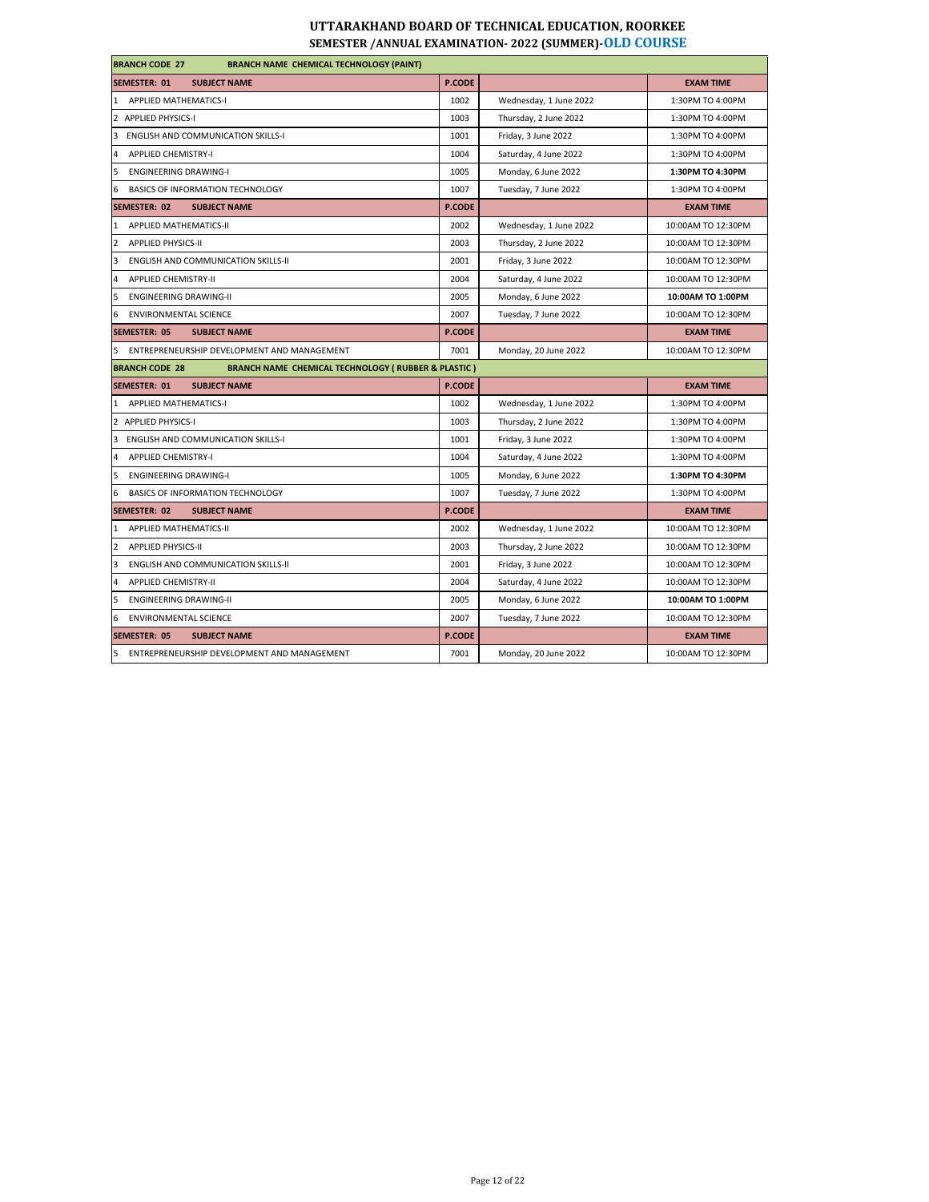# UTTARAKHAND BOARD OF TECHNICAL EDUCATION, ROORKEE

## SEMESTER /ANNUAL EXAMINATION- 2022 (SUMMER)-OLD COURSE

| BRANCH CODE 27 &nbsp;&nbsp; BRANCH NAME CHEMICAL TECHNOLOGY (PAINT) | | | |
|---|---|---|---|
| **SEMESTER: 01 &nbsp;&nbsp; SUBJECT NAME** | **P.CODE** | | **EXAM TIME** |
| 1 APPLIED MATHEMATICS-I | 1002 | Wednesday, 1 June 2022 | 1:30PM TO 4:00PM |
| 2 APPLIED PHYSICS-I | 1003 | Thursday, 2 June 2022 | 1:30PM TO 4:00PM |
| 3 ENGLISH AND COMMUNICATION SKILLS-I | 1001 | Friday, 3 June 2022 | 1:30PM TO 4:00PM |
| 4 APPLIED CHEMISTRY-I | 1004 | Saturday, 4 June 2022 | 1:30PM TO 4:00PM |
| 5 ENGINEERING DRAWING-I | 1005 | Monday, 6 June 2022 | **1:30PM TO 4:30PM** |
| 6 BASICS OF INFORMATION TECHNOLOGY | 1007 | Tuesday, 7 June 2022 | 1:30PM TO 4:00PM |
| **SEMESTER: 02 &nbsp;&nbsp; SUBJECT NAME** | **P.CODE** | | **EXAM TIME** |
| 1 APPLIED MATHEMATICS-II | 2002 | Wednesday, 1 June 2022 | 10:00AM TO 12:30PM |
| 2 APPLIED PHYSICS-II | 2003 | Thursday, 2 June 2022 | 10:00AM TO 12:30PM |
| 3 ENGLISH AND COMMUNICATION SKILLS-II | 2001 | Friday, 3 June 2022 | 10:00AM TO 12:30PM |
| 4 APPLIED CHEMISTRY-II | 2004 | Saturday, 4 June 2022 | 10:00AM TO 12:30PM |
| 5 ENGINEERING DRAWING-II | 2005 | Monday, 6 June 2022 | **10:00AM TO 1:00PM** |
| 6 ENVIRONMENTAL SCIENCE | 2007 | Tuesday, 7 June 2022 | 10:00AM TO 12:30PM |
| **SEMESTER: 05 &nbsp;&nbsp; SUBJECT NAME** | **P.CODE** | | **EXAM TIME** |
| 5 ENTREPRENEURSHIP DEVELOPMENT AND MANAGEMENT | 7001 | Monday, 20 June 2022 | 10:00AM TO 12:30PM |

| BRANCH CODE 28 &nbsp;&nbsp; BRANCH NAME CHEMICAL TECHNOLOGY ( RUBBER & PLASTIC ) | | | |
|---|---|---|---|
| **SEMESTER: 01 &nbsp;&nbsp; SUBJECT NAME** | **P.CODE** | | **EXAM TIME** |
| 1 APPLIED MATHEMATICS-I | 1002 | Wednesday, 1 June 2022 | 1:30PM TO 4:00PM |
| 2 APPLIED PHYSICS-I | 1003 | Thursday, 2 June 2022 | 1:30PM TO 4:00PM |
| 3 ENGLISH AND COMMUNICATION SKILLS-I | 1001 | Friday, 3 June 2022 | 1:30PM TO 4:00PM |
| 4 APPLIED CHEMISTRY-I | 1004 | Saturday, 4 June 2022 | 1:30PM TO 4:00PM |
| 5 ENGINEERING DRAWING-I | 1005 | Monday, 6 June 2022 | **1:30PM TO 4:30PM** |
| 6 BASICS OF INFORMATION TECHNOLOGY | 1007 | Tuesday, 7 June 2022 | 1:30PM TO 4:00PM |
| **SEMESTER: 02 &nbsp;&nbsp; SUBJECT NAME** | **P.CODE** | | **EXAM TIME** |
| 1 APPLIED MATHEMATICS-II | 2002 | Wednesday, 1 June 2022 | 10:00AM TO 12:30PM |
| 2 APPLIED PHYSICS-II | 2003 | Thursday, 2 June 2022 | 10:00AM TO 12:30PM |
| 3 ENGLISH AND COMMUNICATION SKILLS-II | 2001 | Friday, 3 June 2022 | 10:00AM TO 12:30PM |
| 4 APPLIED CHEMISTRY-II | 2004 | Saturday, 4 June 2022 | 10:00AM TO 12:30PM |
| 5 ENGINEERING DRAWING-II | 2005 | Monday, 6 June 2022 | **10:00AM TO 1:00PM** |
| 6 ENVIRONMENTAL SCIENCE | 2007 | Tuesday, 7 June 2022 | 10:00AM TO 12:30PM |
| **SEMESTER: 05 &nbsp;&nbsp; SUBJECT NAME** | **P.CODE** | | **EXAM TIME** |
| 5 ENTREPRENEURSHIP DEVELOPMENT AND MANAGEMENT | 7001 | Monday, 20 June 2022 | 10:00AM TO 12:30PM |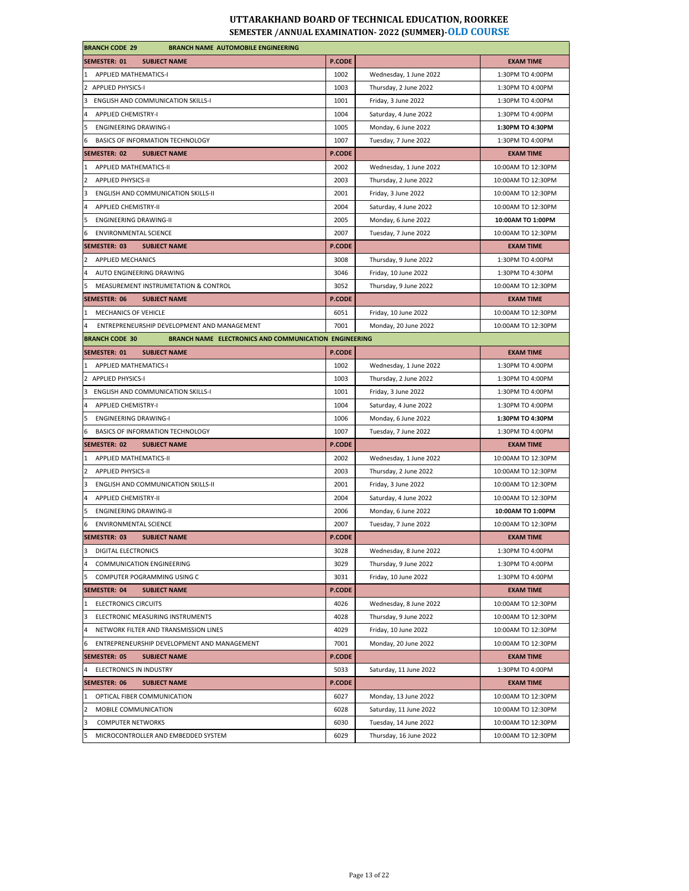# UTTARAKHAND BOARD OF TECHNICAL EDUCATION, ROORKEE

## SEMESTER /ANNUAL EXAMINATION- 2022 (SUMMER)-OLD COURSE

| **BRANCH CODE 29** **BRANCH NAME AUTOMOBILE ENGINEERING** | | | |
|---|---|---|---|
| **SEMESTER: 01** **SUBJECT NAME** | **P.CODE** | | **EXAM TIME** |
| 1 APPLIED MATHEMATICS-I | 1002 | Wednesday, 1 June 2022 | 1:30PM TO 4:00PM |
| 2 APPLIED PHYSICS-I | 1003 | Thursday, 2 June 2022 | 1:30PM TO 4:00PM |
| 3 ENGLISH AND COMMUNICATION SKILLS-I | 1001 | Friday, 3 June 2022 | 1:30PM TO 4:00PM |
| 4 APPLIED CHEMISTRY-I | 1004 | Saturday, 4 June 2022 | 1:30PM TO 4:00PM |
| 5 ENGINEERING DRAWING-I | 1005 | Monday, 6 June 2022 | **1:30PM TO 4:30PM** |
| 6 BASICS OF INFORMATION TECHNOLOGY | 1007 | Tuesday, 7 June 2022 | 1:30PM TO 4:00PM |
| **SEMESTER: 02** **SUBJECT NAME** | **P.CODE** | | **EXAM TIME** |
| 1 APPLIED MATHEMATICS-II | 2002 | Wednesday, 1 June 2022 | 10:00AM TO 12:30PM |
| 2 APPLIED PHYSICS-II | 2003 | Thursday, 2 June 2022 | 10:00AM TO 12:30PM |
| 3 ENGLISH AND COMMUNICATION SKILLS-II | 2001 | Friday, 3 June 2022 | 10:00AM TO 12:30PM |
| 4 APPLIED CHEMISTRY-II | 2004 | Saturday, 4 June 2022 | 10:00AM TO 12:30PM |
| 5 ENGINEERING DRAWING-II | 2005 | Monday, 6 June 2022 | **10:00AM TO 1:00PM** |
| 6 ENVIRONMENTAL SCIENCE | 2007 | Tuesday, 7 June 2022 | 10:00AM TO 12:30PM |
| **SEMESTER: 03** **SUBJECT NAME** | **P.CODE** | | **EXAM TIME** |
| 2 APPLIED MECHANICS | 3008 | Thursday, 9 June 2022 | 1:30PM TO 4:00PM |
| 4 AUTO ENGINEERING DRAWING | 3046 | Friday, 10 June 2022 | 1:30PM TO 4:30PM |
| 5 MEASUREMENT INSTRUMETATION & CONTROL | 3052 | Thursday, 9 June 2022 | 10:00AM TO 12:30PM |
| **SEMESTER: 06** **SUBJECT NAME** | **P.CODE** | | **EXAM TIME** |
| 1 MECHANICS OF VEHICLE | 6051 | Friday, 10 June 2022 | 10:00AM TO 12:30PM |
| 4 ENTREPRENEURSHIP DEVELOPMENT AND MANAGEMENT | 7001 | Monday, 20 June 2022 | 10:00AM TO 12:30PM |
| **BRANCH CODE 30** **BRANCH NAME ELECTRONICS AND COMMUNICATION ENGINEERING** | | | |
| **SEMESTER: 01** **SUBJECT NAME** | **P.CODE** | | **EXAM TIME** |
| 1 APPLIED MATHEMATICS-I | 1002 | Wednesday, 1 June 2022 | 1:30PM TO 4:00PM |
| 2 APPLIED PHYSICS-I | 1003 | Thursday, 2 June 2022 | 1:30PM TO 4:00PM |
| 3 ENGLISH AND COMMUNICATION SKILLS-I | 1001 | Friday, 3 June 2022 | 1:30PM TO 4:00PM |
| 4 APPLIED CHEMISTRY-I | 1004 | Saturday, 4 June 2022 | 1:30PM TO 4:00PM |
| 5 ENGINEERING DRAWING-I | 1006 | Monday, 6 June 2022 | **1:30PM TO 4:30PM** |
| 6 BASICS OF INFORMATION TECHNOLOGY | 1007 | Tuesday, 7 June 2022 | 1:30PM TO 4:00PM |
| **SEMESTER: 02** **SUBJECT NAME** | **P.CODE** | | **EXAM TIME** |
| 1 APPLIED MATHEMATICS-II | 2002 | Wednesday, 1 June 2022 | 10:00AM TO 12:30PM |
| 2 APPLIED PHYSICS-II | 2003 | Thursday, 2 June 2022 | 10:00AM TO 12:30PM |
| 3 ENGLISH AND COMMUNICATION SKILLS-II | 2001 | Friday, 3 June 2022 | 10:00AM TO 12:30PM |
| 4 APPLIED CHEMISTRY-II | 2004 | Saturday, 4 June 2022 | 10:00AM TO 12:30PM |
| 5 ENGINEERING DRAWING-II | 2006 | Monday, 6 June 2022 | **10:00AM TO 1:00PM** |
| 6 ENVIRONMENTAL SCIENCE | 2007 | Tuesday, 7 June 2022 | 10:00AM TO 12:30PM |
| **SEMESTER: 03** **SUBJECT NAME** | **P.CODE** | | **EXAM TIME** |
| 3 DIGITAL ELECTRONICS | 3028 | Wednesday, 8 June 2022 | 1:30PM TO 4:00PM |
| 4 COMMUNICATION ENGINEERING | 3029 | Thursday, 9 June 2022 | 1:30PM TO 4:00PM |
| 5 COMPUTER POGRAMMING USING C | 3031 | Friday, 10 June 2022 | 1:30PM TO 4:00PM |
| **SEMESTER: 04** **SUBJECT NAME** | **P.CODE** | | **EXAM TIME** |
| 1 ELECTRONICS CIRCUITS | 4026 | Wednesday, 8 June 2022 | 10:00AM TO 12:30PM |
| 3 ELECTRONIC MEASURING INSTRUMENTS | 4028 | Thursday, 9 June 2022 | 10:00AM TO 12:30PM |
| 4 NETWORK FILTER AND TRANSMISSION LINES | 4029 | Friday, 10 June 2022 | 10:00AM TO 12:30PM |
| 6 ENTREPRENEURSHIP DEVELOPMENT AND MANAGEMENT | 7001 | Monday, 20 June 2022 | 10:00AM TO 12:30PM |
| **SEMESTER: 05** **SUBJECT NAME** | **P.CODE** | | **EXAM TIME** |
| 4 ELECTRONICS IN INDUSTRY | 5033 | Saturday, 11 June 2022 | 1:30PM TO 4:00PM |
| **SEMESTER: 06** **SUBJECT NAME** | **P.CODE** | | **EXAM TIME** |
| 1 OPTICAL FIBER COMMUNICATION | 6027 | Monday, 13 June 2022 | 10:00AM TO 12:30PM |
| 2 MOBILE COMMUNICATION | 6028 | Saturday, 11 June 2022 | 10:00AM TO 12:30PM |
| 3 COMPUTER NETWORKS | 6030 | Tuesday, 14 June 2022 | 10:00AM TO 12:30PM |
| 5 MICROCONTROLLER AND EMBEDDED SYSTEM | 6029 | Thursday, 16 June 2022 | 10:00AM TO 12:30PM |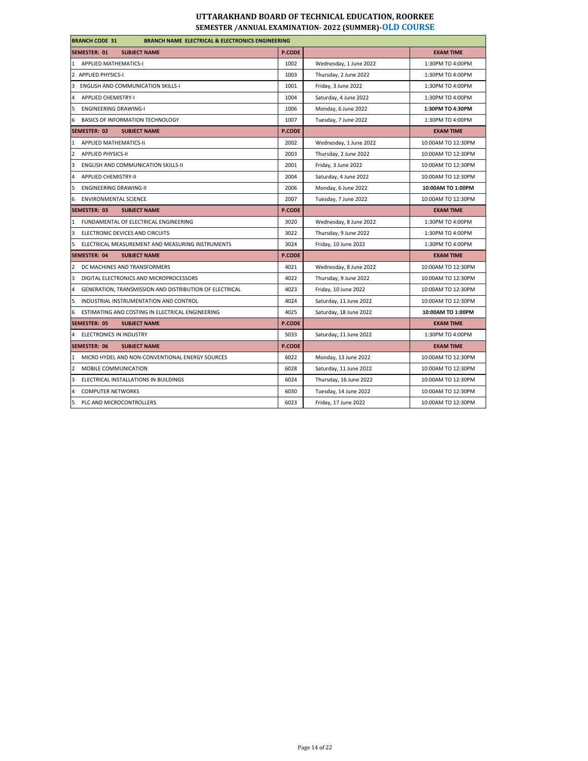# UTTARAKHAND BOARD OF TECHNICAL EDUCATION, ROORKEE

## SEMESTER /ANNUAL EXAMINATION- 2022 (SUMMER)-OLD COURSE

| BRANCH CODE 31 BRANCH NAME ELECTRICAL & ELECTRONICS ENGINEERING | | | |
|---|---|---|---|
| **SEMESTER: 01 SUBJECT NAME** | **P.CODE** | | **EXAM TIME** |
| 1 APPLIED MATHEMATICS-I | 1002 | Wednesday, 1 June 2022 | 1:30PM TO 4:00PM |
| 2 APPLIED PHYSICS-I | 1003 | Thursday, 2 June 2022 | 1:30PM TO 4:00PM |
| 3 ENGLISH AND COMMUNICATION SKILLS-I | 1001 | Friday, 3 June 2022 | 1:30PM TO 4:00PM |
| 4 APPLIED CHEMISTRY-I | 1004 | Saturday, 4 June 2022 | 1:30PM TO 4:00PM |
| 5 ENGINEERING DRAWING-I | 1006 | Monday, 6 June 2022 | **1:30PM TO 4:30PM** |
| 6 BASICS OF INFORMATION TECHNOLOGY | 1007 | Tuesday, 7 June 2022 | 1:30PM TO 4:00PM |
| **SEMESTER: 02 SUBJECT NAME** | **P.CODE** | | **EXAM TIME** |
| 1 APPLIED MATHEMATICS-II | 2002 | Wednesday, 1 June 2022 | 10:00AM TO 12:30PM |
| 2 APPLIED PHYSICS-II | 2003 | Thursday, 2 June 2022 | 10:00AM TO 12:30PM |
| 3 ENGLISH AND COMMUNICATION SKILLS-II | 2001 | Friday, 3 June 2022 | 10:00AM TO 12:30PM |
| 4 APPLIED CHEMISTRY-II | 2004 | Saturday, 4 June 2022 | 10:00AM TO 12:30PM |
| 5 ENGINEERING DRAWING-II | 2006 | Monday, 6 June 2022 | **10:00AM TO 1:00PM** |
| 6 ENVIRONMENTAL SCIENCE | 2007 | Tuesday, 7 June 2022 | 10:00AM TO 12:30PM |
| **SEMESTER: 03 SUBJECT NAME** | **P.CODE** | | **EXAM TIME** |
| 1 FUNDAMENTAL OF ELECTRICAL ENGINEERING | 3020 | Wednesday, 8 June 2022 | 1:30PM TO 4:00PM |
| 3 ELECTRONIC DEVICES AND CIRCUITS | 3022 | Thursday, 9 June 2022 | 1:30PM TO 4:00PM |
| 5 ELECTRICAL MEASUREMENT AND MEASURING INSTRUMENTS | 3024 | Friday, 10 June 2022 | 1:30PM TO 4:00PM |
| **SEMESTER: 04 SUBJECT NAME** | **P.CODE** | | **EXAM TIME** |
| 2 DC MACHINES AND TRANSFORMERS | 4021 | Wednesday, 8 June 2022 | 10:00AM TO 12:30PM |
| 3 DIGITAL ELECTRONICS AND MICROPROCESSORS | 4022 | Thursday, 9 June 2022 | 10:00AM TO 12:30PM |
| 4 GENERATION, TRANSMISSION AND DISTRIBUTION OF ELECTRICAL | 4023 | Friday, 10 June 2022 | 10:00AM TO 12:30PM |
| 5 INDUSTRIAL INSTRUMENTATION AND CONTROL | 4024 | Saturday, 11 June 2022 | 10:00AM TO 12:30PM |
| 6 ESTIMATING AND COSTING IN ELECTRICAL ENGINEERING | 4025 | Saturday, 18 June 2022 | **10:00AM TO 1:00PM** |
| **SEMESTER: 05 SUBJECT NAME** | **P.CODE** | | **EXAM TIME** |
| 4 ELECTRONICS IN INDUSTRY | 5033 | Saturday, 11 June 2022 | 1:30PM TO 4:00PM |
| **SEMESTER: 06 SUBJECT NAME** | **P.CODE** | | **EXAM TIME** |
| 1 MICRO HYDEL AND NON-CONVENTIONAL ENERGY SOURCES | 6022 | Monday, 13 June 2022 | 10:00AM TO 12:30PM |
| 2 MOBILE COMMUNICATION | 6028 | Saturday, 11 June 2022 | 10:00AM TO 12:30PM |
| 3 ELECTRICAL INSTALLATIONS IN BUILDINGS | 6024 | Thursday, 16 June 2022 | 10:00AM TO 12:30PM |
| 4 COMPUTER NETWORKS | 6030 | Tuesday, 14 June 2022 | 10:00AM TO 12:30PM |
| 5 PLC AND MICROCONTROLLERS | 6023 | Friday, 17 June 2022 | 10:00AM TO 12:30PM |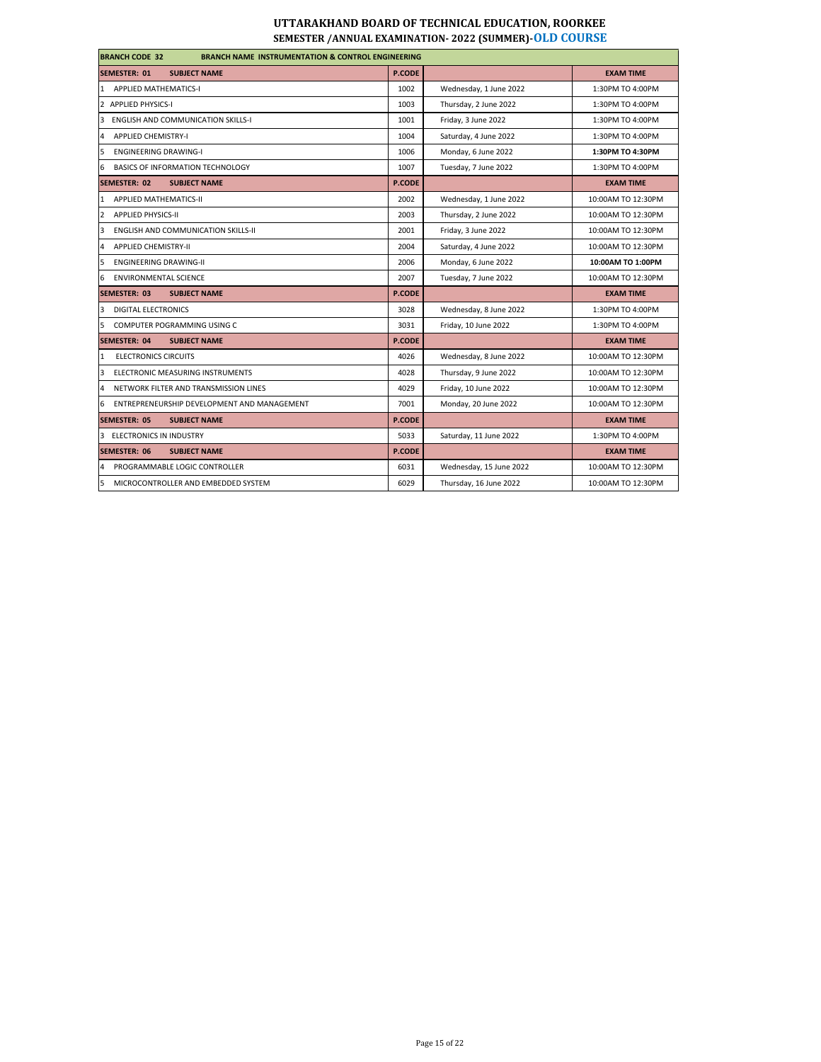# UTTARAKHAND BOARD OF TECHNICAL EDUCATION, ROORKEE

## SEMESTER /ANNUAL EXAMINATION- 2022 (SUMMER)-OLD COURSE

| BRANCH CODE 32 BRANCH NAME INSTRUMENTATION & CONTROL ENGINEERING | | | |
|---|---|---|---|
| **SEMESTER: 01 SUBJECT NAME** | **P.CODE** | | **EXAM TIME** |
| 1 APPLIED MATHEMATICS-I | 1002 | Wednesday, 1 June 2022 | 1:30PM TO 4:00PM |
| 2 APPLIED PHYSICS-I | 1003 | Thursday, 2 June 2022 | 1:30PM TO 4:00PM |
| 3 ENGLISH AND COMMUNICATION SKILLS-I | 1001 | Friday, 3 June 2022 | 1:30PM TO 4:00PM |
| 4 APPLIED CHEMISTRY-I | 1004 | Saturday, 4 June 2022 | 1:30PM TO 4:00PM |
| 5 ENGINEERING DRAWING-I | 1006 | Monday, 6 June 2022 | **1:30PM TO 4:30PM** |
| 6 BASICS OF INFORMATION TECHNOLOGY | 1007 | Tuesday, 7 June 2022 | 1:30PM TO 4:00PM |
| **SEMESTER: 02 SUBJECT NAME** | **P.CODE** | | **EXAM TIME** |
| 1 APPLIED MATHEMATICS-II | 2002 | Wednesday, 1 June 2022 | 10:00AM TO 12:30PM |
| 2 APPLIED PHYSICS-II | 2003 | Thursday, 2 June 2022 | 10:00AM TO 12:30PM |
| 3 ENGLISH AND COMMUNICATION SKILLS-II | 2001 | Friday, 3 June 2022 | 10:00AM TO 12:30PM |
| 4 APPLIED CHEMISTRY-II | 2004 | Saturday, 4 June 2022 | 10:00AM TO 12:30PM |
| 5 ENGINEERING DRAWING-II | 2006 | Monday, 6 June 2022 | **10:00AM TO 1:00PM** |
| 6 ENVIRONMENTAL SCIENCE | 2007 | Tuesday, 7 June 2022 | 10:00AM TO 12:30PM |
| **SEMESTER: 03 SUBJECT NAME** | **P.CODE** | | **EXAM TIME** |
| 3 DIGITAL ELECTRONICS | 3028 | Wednesday, 8 June 2022 | 1:30PM TO 4:00PM |
| 5 COMPUTER POGRAMMING USING C | 3031 | Friday, 10 June 2022 | 1:30PM TO 4:00PM |
| **SEMESTER: 04 SUBJECT NAME** | **P.CODE** | | **EXAM TIME** |
| 1 ELECTRONICS CIRCUITS | 4026 | Wednesday, 8 June 2022 | 10:00AM TO 12:30PM |
| 3 ELECTRONIC MEASURING INSTRUMENTS | 4028 | Thursday, 9 June 2022 | 10:00AM TO 12:30PM |
| 4 NETWORK FILTER AND TRANSMISSION LINES | 4029 | Friday, 10 June 2022 | 10:00AM TO 12:30PM |
| 6 ENTREPRENEURSHIP DEVELOPMENT AND MANAGEMENT | 7001 | Monday, 20 June 2022 | 10:00AM TO 12:30PM |
| **SEMESTER: 05 SUBJECT NAME** | **P.CODE** | | **EXAM TIME** |
| 3 ELECTRONICS IN INDUSTRY | 5033 | Saturday, 11 June 2022 | 1:30PM TO 4:00PM |
| **SEMESTER: 06 SUBJECT NAME** | **P.CODE** | | **EXAM TIME** |
| 4 PROGRAMMABLE LOGIC CONTROLLER | 6031 | Wednesday, 15 June 2022 | 10:00AM TO 12:30PM |
| 5 MICROCONTROLLER AND EMBEDDED SYSTEM | 6029 | Thursday, 16 June 2022 | 10:00AM TO 12:30PM |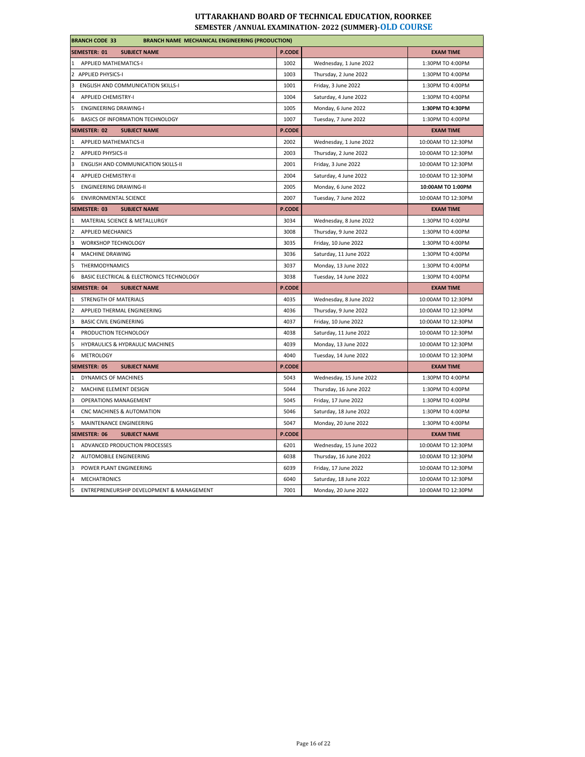# UTTARAKHAND BOARD OF TECHNICAL EDUCATION, ROORKEE

## SEMESTER /ANNUAL EXAMINATION- 2022 (SUMMER)-OLD COURSE

| BRANCH CODE 33 BRANCH NAME MECHANICAL ENGINEERING (PRODUCTION) | | | |
|---|---|---|---|
| **SEMESTER: 01 SUBJECT NAME** | **P.CODE** | | **EXAM TIME** |
| 1 APPLIED MATHEMATICS-I | 1002 | Wednesday, 1 June 2022 | 1:30PM TO 4:00PM |
| 2 APPLIED PHYSICS-I | 1003 | Thursday, 2 June 2022 | 1:30PM TO 4:00PM |
| 3 ENGLISH AND COMMUNICATION SKILLS-I | 1001 | Friday, 3 June 2022 | 1:30PM TO 4:00PM |
| 4 APPLIED CHEMISTRY-I | 1004 | Saturday, 4 June 2022 | 1:30PM TO 4:00PM |
| 5 ENGINEERING DRAWING-I | 1005 | Monday, 6 June 2022 | **1:30PM TO 4:30PM** |
| 6 BASICS OF INFORMATION TECHNOLOGY | 1007 | Tuesday, 7 June 2022 | 1:30PM TO 4:00PM |
| **SEMESTER: 02 SUBJECT NAME** | **P.CODE** | | **EXAM TIME** |
| 1 APPLIED MATHEMATICS-II | 2002 | Wednesday, 1 June 2022 | 10:00AM TO 12:30PM |
| 2 APPLIED PHYSICS-II | 2003 | Thursday, 2 June 2022 | 10:00AM TO 12:30PM |
| 3 ENGLISH AND COMMUNICATION SKILLS-II | 2001 | Friday, 3 June 2022 | 10:00AM TO 12:30PM |
| 4 APPLIED CHEMISTRY-II | 2004 | Saturday, 4 June 2022 | 10:00AM TO 12:30PM |
| 5 ENGINEERING DRAWING-II | 2005 | Monday, 6 June 2022 | **10:00AM TO 1:00PM** |
| 6 ENVIRONMENTAL SCIENCE | 2007 | Tuesday, 7 June 2022 | 10:00AM TO 12:30PM |
| **SEMESTER: 03 SUBJECT NAME** | **P.CODE** | | **EXAM TIME** |
| 1 MATERIAL SCIENCE & METALLURGY | 3034 | Wednesday, 8 June 2022 | 1:30PM TO 4:00PM |
| 2 APPLIED MECHANICS | 3008 | Thursday, 9 June 2022 | 1:30PM TO 4:00PM |
| 3 WORKSHOP TECHNOLOGY | 3035 | Friday, 10 June 2022 | 1:30PM TO 4:00PM |
| 4 MACHINE DRAWING | 3036 | Saturday, 11 June 2022 | 1:30PM TO 4:00PM |
| 5 THERMODYNAMICS | 3037 | Monday, 13 June 2022 | 1:30PM TO 4:00PM |
| 6 BASIC ELECTRICAL & ELECTRONICS TECHNOLOGY | 3038 | Tuesday, 14 June 2022 | 1:30PM TO 4:00PM |
| **SEMESTER: 04 SUBJECT NAME** | **P.CODE** | | **EXAM TIME** |
| 1 STRENGTH OF MATERIALS | 4035 | Wednesday, 8 June 2022 | 10:00AM TO 12:30PM |
| 2 APPLIED THERMAL ENGINEERING | 4036 | Thursday, 9 June 2022 | 10:00AM TO 12:30PM |
| 3 BASIC CIVIL ENGINEERING | 4037 | Friday, 10 June 2022 | 10:00AM TO 12:30PM |
| 4 PRODUCTION TECHNOLOGY | 4038 | Saturday, 11 June 2022 | 10:00AM TO 12:30PM |
| 5 HYDRAULICS & HYDRAULIC MACHINES | 4039 | Monday, 13 June 2022 | 10:00AM TO 12:30PM |
| 6 METROLOGY | 4040 | Tuesday, 14 June 2022 | 10:00AM TO 12:30PM |
| **SEMESTER: 05 SUBJECT NAME** | **P.CODE** | | **EXAM TIME** |
| 1 DYNAMICS OF MACHINES | 5043 | Wednesday, 15 June 2022 | 1:30PM TO 4:00PM |
| 2 MACHINE ELEMENT DESIGN | 5044 | Thursday, 16 June 2022 | 1:30PM TO 4:00PM |
| 3 OPERATIONS MANAGEMENT | 5045 | Friday, 17 June 2022 | 1:30PM TO 4:00PM |
| 4 CNC MACHINES & AUTOMATION | 5046 | Saturday, 18 June 2022 | 1:30PM TO 4:00PM |
| 5 MAINTENANCE ENGINEERING | 5047 | Monday, 20 June 2022 | 1:30PM TO 4:00PM |
| **SEMESTER: 06 SUBJECT NAME** | **P.CODE** | | **EXAM TIME** |
| 1 ADVANCED PRODUCTION PROCESSES | 6201 | Wednesday, 15 June 2022 | 10:00AM TO 12:30PM |
| 2 AUTOMOBILE ENGINEERING | 6038 | Thursday, 16 June 2022 | 10:00AM TO 12:30PM |
| 3 POWER PLANT ENGINEERING | 6039 | Friday, 17 June 2022 | 10:00AM TO 12:30PM |
| 4 MECHATRONICS | 6040 | Saturday, 18 June 2022 | 10:00AM TO 12:30PM |
| 5 ENTREPRENEURSHIP DEVELOPMENT & MANAGEMENT | 7001 | Monday, 20 June 2022 | 10:00AM TO 12:30PM |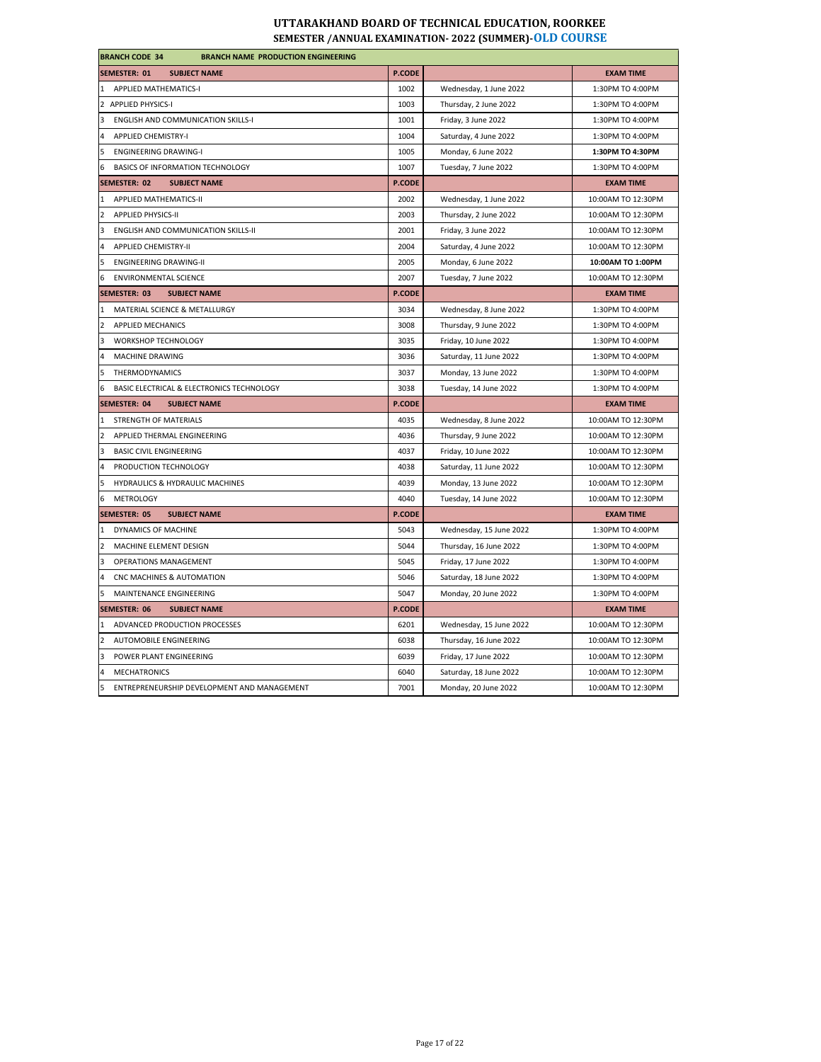# UTTARAKHAND BOARD OF TECHNICAL EDUCATION, ROORKEE
## SEMESTER /ANNUAL EXAMINATION- 2022 (SUMMER)-OLD COURSE

| BRANCH CODE 34 BRANCH NAME PRODUCTION ENGINEERING | | | |
|---|---|---|---|
| **SEMESTER: 01 SUBJECT NAME** | **P.CODE** | | **EXAM TIME** |
| 1 APPLIED MATHEMATICS-I | 1002 | Wednesday, 1 June 2022 | 1:30PM TO 4:00PM |
| 2 APPLIED PHYSICS-I | 1003 | Thursday, 2 June 2022 | 1:30PM TO 4:00PM |
| 3 ENGLISH AND COMMUNICATION SKILLS-I | 1001 | Friday, 3 June 2022 | 1:30PM TO 4:00PM |
| 4 APPLIED CHEMISTRY-I | 1004 | Saturday, 4 June 2022 | 1:30PM TO 4:00PM |
| 5 ENGINEERING DRAWING-I | 1005 | Monday, 6 June 2022 | **1:30PM TO 4:30PM** |
| 6 BASICS OF INFORMATION TECHNOLOGY | 1007 | Tuesday, 7 June 2022 | 1:30PM TO 4:00PM |
| **SEMESTER: 02 SUBJECT NAME** | **P.CODE** | | **EXAM TIME** |
| 1 APPLIED MATHEMATICS-II | 2002 | Wednesday, 1 June 2022 | 10:00AM TO 12:30PM |
| 2 APPLIED PHYSICS-II | 2003 | Thursday, 2 June 2022 | 10:00AM TO 12:30PM |
| 3 ENGLISH AND COMMUNICATION SKILLS-II | 2001 | Friday, 3 June 2022 | 10:00AM TO 12:30PM |
| 4 APPLIED CHEMISTRY-II | 2004 | Saturday, 4 June 2022 | 10:00AM TO 12:30PM |
| 5 ENGINEERING DRAWING-II | 2005 | Monday, 6 June 2022 | **10:00AM TO 1:00PM** |
| 6 ENVIRONMENTAL SCIENCE | 2007 | Tuesday, 7 June 2022 | 10:00AM TO 12:30PM |
| **SEMESTER: 03 SUBJECT NAME** | **P.CODE** | | **EXAM TIME** |
| 1 MATERIAL SCIENCE & METALLURGY | 3034 | Wednesday, 8 June 2022 | 1:30PM TO 4:00PM |
| 2 APPLIED MECHANICS | 3008 | Thursday, 9 June 2022 | 1:30PM TO 4:00PM |
| 3 WORKSHOP TECHNOLOGY | 3035 | Friday, 10 June 2022 | 1:30PM TO 4:00PM |
| 4 MACHINE DRAWING | 3036 | Saturday, 11 June 2022 | 1:30PM TO 4:00PM |
| 5 THERMODYNAMICS | 3037 | Monday, 13 June 2022 | 1:30PM TO 4:00PM |
| 6 BASIC ELECTRICAL & ELECTRONICS TECHNOLOGY | 3038 | Tuesday, 14 June 2022 | 1:30PM TO 4:00PM |
| **SEMESTER: 04 SUBJECT NAME** | **P.CODE** | | **EXAM TIME** |
| 1 STRENGTH OF MATERIALS | 4035 | Wednesday, 8 June 2022 | 10:00AM TO 12:30PM |
| 2 APPLIED THERMAL ENGINEERING | 4036 | Thursday, 9 June 2022 | 10:00AM TO 12:30PM |
| 3 BASIC CIVIL ENGINEERING | 4037 | Friday, 10 June 2022 | 10:00AM TO 12:30PM |
| 4 PRODUCTION TECHNOLOGY | 4038 | Saturday, 11 June 2022 | 10:00AM TO 12:30PM |
| 5 HYDRAULICS & HYDRAULIC MACHINES | 4039 | Monday, 13 June 2022 | 10:00AM TO 12:30PM |
| 6 METROLOGY | 4040 | Tuesday, 14 June 2022 | 10:00AM TO 12:30PM |
| **SEMESTER: 05 SUBJECT NAME** | **P.CODE** | | **EXAM TIME** |
| 1 DYNAMICS OF MACHINE | 5043 | Wednesday, 15 June 2022 | 1:30PM TO 4:00PM |
| 2 MACHINE ELEMENT DESIGN | 5044 | Thursday, 16 June 2022 | 1:30PM TO 4:00PM |
| 3 OPERATIONS MANAGEMENT | 5045 | Friday, 17 June 2022 | 1:30PM TO 4:00PM |
| 4 CNC MACHINES & AUTOMATION | 5046 | Saturday, 18 June 2022 | 1:30PM TO 4:00PM |
| 5 MAINTENANCE ENGINEERING | 5047 | Monday, 20 June 2022 | 1:30PM TO 4:00PM |
| **SEMESTER: 06 SUBJECT NAME** | **P.CODE** | | **EXAM TIME** |
| 1 ADVANCED PRODUCTION PROCESSES | 6201 | Wednesday, 15 June 2022 | 10:00AM TO 12:30PM |
| 2 AUTOMOBILE ENGINEERING | 6038 | Thursday, 16 June 2022 | 10:00AM TO 12:30PM |
| 3 POWER PLANT ENGINEERING | 6039 | Friday, 17 June 2022 | 10:00AM TO 12:30PM |
| 4 MECHATRONICS | 6040 | Saturday, 18 June 2022 | 10:00AM TO 12:30PM |
| 5 ENTREPRENEURSHIP DEVELOPMENT AND MANAGEMENT | 7001 | Monday, 20 June 2022 | 10:00AM TO 12:30PM |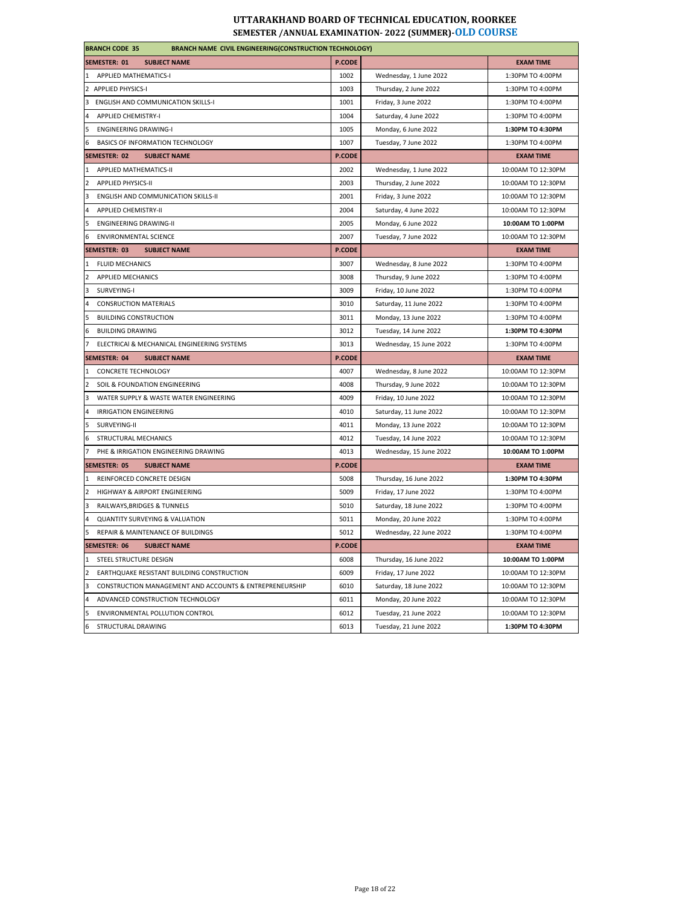# UTTARAKHAND BOARD OF TECHNICAL EDUCATION, ROORKEE

## SEMESTER /ANNUAL EXAMINATION- 2022 (SUMMER)-OLD COURSE

| BRANCH CODE 35 | BRANCH NAME CIVIL ENGINEERING(CONSTRUCTION TECHNOLOGY) | | | |
|---|---|---|---|---|
| **SEMESTER: 01** | **SUBJECT NAME** | **P.CODE** | | **EXAM TIME** |
| 1 | APPLIED MATHEMATICS-I | 1002 | Wednesday, 1 June 2022 | 1:30PM TO 4:00PM |
| 2 | APPLIED PHYSICS-I | 1003 | Thursday, 2 June 2022 | 1:30PM TO 4:00PM |
| 3 | ENGLISH AND COMMUNICATION SKILLS-I | 1001 | Friday, 3 June 2022 | 1:30PM TO 4:00PM |
| 4 | APPLIED CHEMISTRY-I | 1004 | Saturday, 4 June 2022 | 1:30PM TO 4:00PM |
| 5 | ENGINEERING DRAWING-I | 1005 | Monday, 6 June 2022 | **1:30PM TO 4:30PM** |
| 6 | BASICS OF INFORMATION TECHNOLOGY | 1007 | Tuesday, 7 June 2022 | 1:30PM TO 4:00PM |
| **SEMESTER: 02** | **SUBJECT NAME** | **P.CODE** | | **EXAM TIME** |
| 1 | APPLIED MATHEMATICS-II | 2002 | Wednesday, 1 June 2022 | 10:00AM TO 12:30PM |
| 2 | APPLIED PHYSICS-II | 2003 | Thursday, 2 June 2022 | 10:00AM TO 12:30PM |
| 3 | ENGLISH AND COMMUNICATION SKILLS-II | 2001 | Friday, 3 June 2022 | 10:00AM TO 12:30PM |
| 4 | APPLIED CHEMISTRY-II | 2004 | Saturday, 4 June 2022 | 10:00AM TO 12:30PM |
| 5 | ENGINEERING DRAWING-II | 2005 | Monday, 6 June 2022 | **10:00AM TO 1:00PM** |
| 6 | ENVIRONMENTAL SCIENCE | 2007 | Tuesday, 7 June 2022 | 10:00AM TO 12:30PM |
| **SEMESTER: 03** | **SUBJECT NAME** | **P.CODE** | | **EXAM TIME** |
| 1 | FLUID MECHANICS | 3007 | Wednesday, 8 June 2022 | 1:30PM TO 4:00PM |
| 2 | APPLIED MECHANICS | 3008 | Thursday, 9 June 2022 | 1:30PM TO 4:00PM |
| 3 | SURVEYING-I | 3009 | Friday, 10 June 2022 | 1:30PM TO 4:00PM |
| 4 | CONSRUCTION MATERIALS | 3010 | Saturday, 11 June 2022 | 1:30PM TO 4:00PM |
| 5 | BUILDING CONSTRUCTION | 3011 | Monday, 13 June 2022 | 1:30PM TO 4:00PM |
| 6 | BUILDING DRAWING | 3012 | Tuesday, 14 June 2022 | **1:30PM TO 4:30PM** |
| 7 | ELECTRICAl & MECHANICAL ENGINEERING SYSTEMS | 3013 | Wednesday, 15 June 2022 | 1:30PM TO 4:00PM |
| **SEMESTER: 04** | **SUBJECT NAME** | **P.CODE** | | **EXAM TIME** |
| 1 | CONCRETE TECHNOLOGY | 4007 | Wednesday, 8 June 2022 | 10:00AM TO 12:30PM |
| 2 | SOIL & FOUNDATION ENGINEERING | 4008 | Thursday, 9 June 2022 | 10:00AM TO 12:30PM |
| 3 | WATER SUPPLY & WASTE WATER ENGINEERING | 4009 | Friday, 10 June 2022 | 10:00AM TO 12:30PM |
| 4 | IRRIGATION ENGINEERING | 4010 | Saturday, 11 June 2022 | 10:00AM TO 12:30PM |
| 5 | SURVEYING-II | 4011 | Monday, 13 June 2022 | 10:00AM TO 12:30PM |
| 6 | STRUCTURAL MECHANICS | 4012 | Tuesday, 14 June 2022 | 10:00AM TO 12:30PM |
| 7 | PHE & IRRIGATION ENGINEERING DRAWING | 4013 | Wednesday, 15 June 2022 | **10:00AM TO 1:00PM** |
| **SEMESTER: 05** | **SUBJECT NAME** | **P.CODE** | | **EXAM TIME** |
| 1 | REINFORCED CONCRETE DESIGN | 5008 | Thursday, 16 June 2022 | **1:30PM TO 4:30PM** |
| 2 | HIGHWAY & AIRPORT ENGINEERING | 5009 | Friday, 17 June 2022 | 1:30PM TO 4:00PM |
| 3 | RAILWAYS,BRIDGES & TUNNELS | 5010 | Saturday, 18 June 2022 | 1:30PM TO 4:00PM |
| 4 | QUANTITY SURVEYING & VALUATION | 5011 | Monday, 20 June 2022 | 1:30PM TO 4:00PM |
| 5 | REPAIR & MAINTENANCE OF BUILDINGS | 5012 | Wednesday, 22 June 2022 | 1:30PM TO 4:00PM |
| **SEMESTER: 06** | **SUBJECT NAME** | **P.CODE** | | **EXAM TIME** |
| 1 | STEEL STRUCTURE DESIGN | 6008 | Thursday, 16 June 2022 | **10:00AM TO 1:00PM** |
| 2 | EARTHQUAKE RESISTANT BUILDING CONSTRUCTION | 6009 | Friday, 17 June 2022 | 10:00AM TO 12:30PM |
| 3 | CONSTRUCTION MANAGEMENT AND ACCOUNTS & ENTREPRENEURSHIP | 6010 | Saturday, 18 June 2022 | 10:00AM TO 12:30PM |
| 4 | ADVANCED CONSTRUCTION TECHNOLOGY | 6011 | Monday, 20 June 2022 | 10:00AM TO 12:30PM |
| 5 | ENVIRONMENTAL POLLUTION CONTROL | 6012 | Tuesday, 21 June 2022 | 10:00AM TO 12:30PM |
| 6 | STRUCTURAL DRAWING | 6013 | Tuesday, 21 June 2022 | **1:30PM TO 4:30PM** |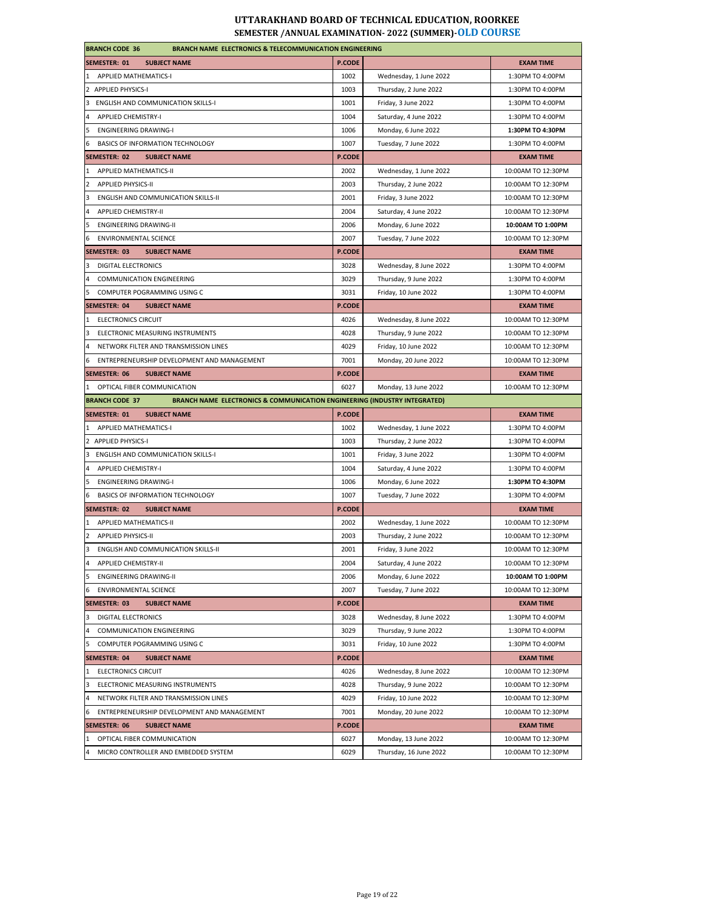# UTTARAKHAND BOARD OF TECHNICAL EDUCATION, ROORKEE
## SEMESTER /ANNUAL EXAMINATION- 2022 (SUMMER)-OLD COURSE

| BRANCH CODE 36 | BRANCH NAME ELECTRONICS & TELECOMMUNICATION ENGINEERING | | |
|---|---|---|---|
| **SEMESTER: 01 SUBJECT NAME** | **P.CODE** | | **EXAM TIME** |
| 1 APPLIED MATHEMATICS-I | 1002 | Wednesday, 1 June 2022 | 1:30PM TO 4:00PM |
| 2 APPLIED PHYSICS-I | 1003 | Thursday, 2 June 2022 | 1:30PM TO 4:00PM |
| 3 ENGLISH AND COMMUNICATION SKILLS-I | 1001 | Friday, 3 June 2022 | 1:30PM TO 4:00PM |
| 4 APPLIED CHEMISTRY-I | 1004 | Saturday, 4 June 2022 | 1:30PM TO 4:00PM |
| 5 ENGINEERING DRAWING-I | 1006 | Monday, 6 June 2022 | **1:30PM TO 4:30PM** |
| 6 BASICS OF INFORMATION TECHNOLOGY | 1007 | Tuesday, 7 June 2022 | 1:30PM TO 4:00PM |
| **SEMESTER: 02 SUBJECT NAME** | **P.CODE** | | **EXAM TIME** |
| 1 APPLIED MATHEMATICS-II | 2002 | Wednesday, 1 June 2022 | 10:00AM TO 12:30PM |
| 2 APPLIED PHYSICS-II | 2003 | Thursday, 2 June 2022 | 10:00AM TO 12:30PM |
| 3 ENGLISH AND COMMUNICATION SKILLS-II | 2001 | Friday, 3 June 2022 | 10:00AM TO 12:30PM |
| 4 APPLIED CHEMISTRY-II | 2004 | Saturday, 4 June 2022 | 10:00AM TO 12:30PM |
| 5 ENGINEERING DRAWING-II | 2006 | Monday, 6 June 2022 | **10:00AM TO 1:00PM** |
| 6 ENVIRONMENTAL SCIENCE | 2007 | Tuesday, 7 June 2022 | 10:00AM TO 12:30PM |
| **SEMESTER: 03 SUBJECT NAME** | **P.CODE** | | **EXAM TIME** |
| 3 DIGITAL ELECTRONICS | 3028 | Wednesday, 8 June 2022 | 1:30PM TO 4:00PM |
| 4 COMMUNICATION ENGINEERING | 3029 | Thursday, 9 June 2022 | 1:30PM TO 4:00PM |
| 5 COMPUTER POGRAMMING USING C | 3031 | Friday, 10 June 2022 | 1:30PM TO 4:00PM |
| **SEMESTER: 04 SUBJECT NAME** | **P.CODE** | | **EXAM TIME** |
| 1 ELECTRONICS CIRCUIT | 4026 | Wednesday, 8 June 2022 | 10:00AM TO 12:30PM |
| 3 ELECTRONIC MEASURING INSTRUMENTS | 4028 | Thursday, 9 June 2022 | 10:00AM TO 12:30PM |
| 4 NETWORK FILTER AND TRANSMISSION LINES | 4029 | Friday, 10 June 2022 | 10:00AM TO 12:30PM |
| 6 ENTREPRENEURSHIP DEVELOPMENT AND MANAGEMENT | 7001 | Monday, 20 June 2022 | 10:00AM TO 12:30PM |
| **SEMESTER: 06 SUBJECT NAME** | **P.CODE** | | **EXAM TIME** |
| 1 OPTICAL FIBER COMMUNICATION | 6027 | Monday, 13 June 2022 | 10:00AM TO 12:30PM |
| **BRANCH CODE 37** | **BRANCH NAME ELECTRONICS & COMMUNICATION ENGINEERING (INDUSTRY INTEGRATED)** | | |
| **SEMESTER: 01 SUBJECT NAME** | **P.CODE** | | **EXAM TIME** |
| 1 APPLIED MATHEMATICS-I | 1002 | Wednesday, 1 June 2022 | 1:30PM TO 4:00PM |
| 2 APPLIED PHYSICS-I | 1003 | Thursday, 2 June 2022 | 1:30PM TO 4:00PM |
| 3 ENGLISH AND COMMUNICATION SKILLS-I | 1001 | Friday, 3 June 2022 | 1:30PM TO 4:00PM |
| 4 APPLIED CHEMISTRY-I | 1004 | Saturday, 4 June 2022 | 1:30PM TO 4:00PM |
| 5 ENGINEERING DRAWING-I | 1006 | Monday, 6 June 2022 | **1:30PM TO 4:30PM** |
| 6 BASICS OF INFORMATION TECHNOLOGY | 1007 | Tuesday, 7 June 2022 | 1:30PM TO 4:00PM |
| **SEMESTER: 02 SUBJECT NAME** | **P.CODE** | | **EXAM TIME** |
| 1 APPLIED MATHEMATICS-II | 2002 | Wednesday, 1 June 2022 | 10:00AM TO 12:30PM |
| 2 APPLIED PHYSICS-II | 2003 | Thursday, 2 June 2022 | 10:00AM TO 12:30PM |
| 3 ENGLISH AND COMMUNICATION SKILLS-II | 2001 | Friday, 3 June 2022 | 10:00AM TO 12:30PM |
| 4 APPLIED CHEMISTRY-II | 2004 | Saturday, 4 June 2022 | 10:00AM TO 12:30PM |
| 5 ENGINEERING DRAWING-II | 2006 | Monday, 6 June 2022 | **10:00AM TO 1:00PM** |
| 6 ENVIRONMENTAL SCIENCE | 2007 | Tuesday, 7 June 2022 | 10:00AM TO 12:30PM |
| **SEMESTER: 03 SUBJECT NAME** | **P.CODE** | | **EXAM TIME** |
| 3 DIGITAL ELECTRONICS | 3028 | Wednesday, 8 June 2022 | 1:30PM TO 4:00PM |
| 4 COMMUNICATION ENGINEERING | 3029 | Thursday, 9 June 2022 | 1:30PM TO 4:00PM |
| 5 COMPUTER POGRAMMING USING C | 3031 | Friday, 10 June 2022 | 1:30PM TO 4:00PM |
| **SEMESTER: 04 SUBJECT NAME** | **P.CODE** | | **EXAM TIME** |
| 1 ELECTRONICS CIRCUIT | 4026 | Wednesday, 8 June 2022 | 10:00AM TO 12:30PM |
| 3 ELECTRONIC MEASURING INSTRUMENTS | 4028 | Thursday, 9 June 2022 | 10:00AM TO 12:30PM |
| 4 NETWORK FILTER AND TRANSMISSION LINES | 4029 | Friday, 10 June 2022 | 10:00AM TO 12:30PM |
| 6 ENTREPRENEURSHIP DEVELOPMENT AND MANAGEMENT | 7001 | Monday, 20 June 2022 | 10:00AM TO 12:30PM |
| **SEMESTER: 06 SUBJECT NAME** | **P.CODE** | | **EXAM TIME** |
| 1 OPTICAL FIBER COMMUNICATION | 6027 | Monday, 13 June 2022 | 10:00AM TO 12:30PM |
| 4 MICRO CONTROLLER AND EMBEDDED SYSTEM | 6029 | Thursday, 16 June 2022 | 10:00AM TO 12:30PM |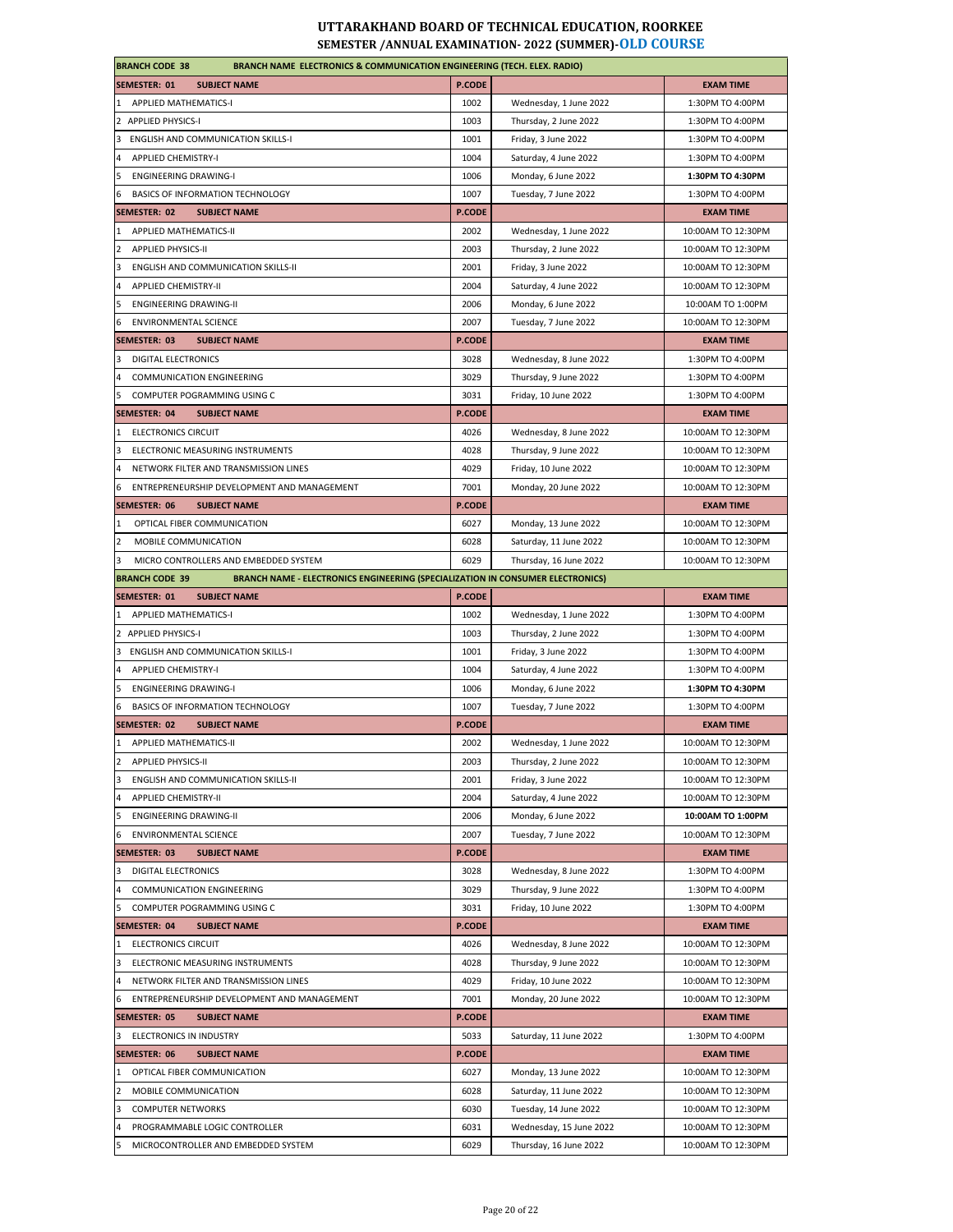# UTTARAKHAND BOARD OF TECHNICAL EDUCATION, ROORKEE
## SEMESTER /ANNUAL EXAMINATION- 2022 (SUMMER)-OLD COURSE

| BRANCH CODE 38 | BRANCH NAME ELECTRONICS & COMMUNICATION ENGINEERING (TECH. ELEX. RADIO) | | |
|---|---|---|---|
| **SEMESTER: 01 SUBJECT NAME** | **P.CODE** | | **EXAM TIME** |
| 1 APPLIED MATHEMATICS-I | 1002 | Wednesday, 1 June 2022 | 1:30PM TO 4:00PM |
| 2 APPLIED PHYSICS-I | 1003 | Thursday, 2 June 2022 | 1:30PM TO 4:00PM |
| 3 ENGLISH AND COMMUNICATION SKILLS-I | 1001 | Friday, 3 June 2022 | 1:30PM TO 4:00PM |
| 4 APPLIED CHEMISTRY-I | 1004 | Saturday, 4 June 2022 | 1:30PM TO 4:00PM |
| 5 ENGINEERING DRAWING-I | 1006 | Monday, 6 June 2022 | **1:30PM TO 4:30PM** |
| 6 BASICS OF INFORMATION TECHNOLOGY | 1007 | Tuesday, 7 June 2022 | 1:30PM TO 4:00PM |
| **SEMESTER: 02 SUBJECT NAME** | **P.CODE** | | **EXAM TIME** |
| 1 APPLIED MATHEMATICS-II | 2002 | Wednesday, 1 June 2022 | 10:00AM TO 12:30PM |
| 2 APPLIED PHYSICS-II | 2003 | Thursday, 2 June 2022 | 10:00AM TO 12:30PM |
| 3 ENGLISH AND COMMUNICATION SKILLS-II | 2001 | Friday, 3 June 2022 | 10:00AM TO 12:30PM |
| 4 APPLIED CHEMISTRY-II | 2004 | Saturday, 4 June 2022 | 10:00AM TO 12:30PM |
| 5 ENGINEERING DRAWING-II | 2006 | Monday, 6 June 2022 | 10:00AM TO 1:00PM |
| 6 ENVIRONMENTAL SCIENCE | 2007 | Tuesday, 7 June 2022 | 10:00AM TO 12:30PM |
| **SEMESTER: 03 SUBJECT NAME** | **P.CODE** | | **EXAM TIME** |
| 3 DIGITAL ELECTRONICS | 3028 | Wednesday, 8 June 2022 | 1:30PM TO 4:00PM |
| 4 COMMUNICATION ENGINEERING | 3029 | Thursday, 9 June 2022 | 1:30PM TO 4:00PM |
| 5 COMPUTER POGRAMMING USING C | 3031 | Friday, 10 June 2022 | 1:30PM TO 4:00PM |
| **SEMESTER: 04 SUBJECT NAME** | **P.CODE** | | **EXAM TIME** |
| 1 ELECTRONICS CIRCUIT | 4026 | Wednesday, 8 June 2022 | 10:00AM TO 12:30PM |
| 3 ELECTRONIC MEASURING INSTRUMENTS | 4028 | Thursday, 9 June 2022 | 10:00AM TO 12:30PM |
| 4 NETWORK FILTER AND TRANSMISSION LINES | 4029 | Friday, 10 June 2022 | 10:00AM TO 12:30PM |
| 6 ENTREPRENEURSHIP DEVELOPMENT AND MANAGEMENT | 7001 | Monday, 20 June 2022 | 10:00AM TO 12:30PM |
| **SEMESTER: 06 SUBJECT NAME** | **P.CODE** | | **EXAM TIME** |
| 1 OPTICAL FIBER COMMUNICATION | 6027 | Monday, 13 June 2022 | 10:00AM TO 12:30PM |
| 2 MOBILE COMMUNICATION | 6028 | Saturday, 11 June 2022 | 10:00AM TO 12:30PM |
| 3 MICRO CONTROLLERS AND EMBEDDED SYSTEM | 6029 | Thursday, 16 June 2022 | 10:00AM TO 12:30PM |
| **BRANCH CODE 39** | **BRANCH NAME - ELECTRONICS ENGINEERING (SPECIALIZATION IN CONSUMER ELECTRONICS)** | | |
| **SEMESTER: 01 SUBJECT NAME** | **P.CODE** | | **EXAM TIME** |
| 1 APPLIED MATHEMATICS-I | 1002 | Wednesday, 1 June 2022 | 1:30PM TO 4:00PM |
| 2 APPLIED PHYSICS-I | 1003 | Thursday, 2 June 2022 | 1:30PM TO 4:00PM |
| 3 ENGLISH AND COMMUNICATION SKILLS-I | 1001 | Friday, 3 June 2022 | 1:30PM TO 4:00PM |
| 4 APPLIED CHEMISTRY-I | 1004 | Saturday, 4 June 2022 | 1:30PM TO 4:00PM |
| 5 ENGINEERING DRAWING-I | 1006 | Monday, 6 June 2022 | **1:30PM TO 4:30PM** |
| 6 BASICS OF INFORMATION TECHNOLOGY | 1007 | Tuesday, 7 June 2022 | 1:30PM TO 4:00PM |
| **SEMESTER: 02 SUBJECT NAME** | **P.CODE** | | **EXAM TIME** |
| 1 APPLIED MATHEMATICS-II | 2002 | Wednesday, 1 June 2022 | 10:00AM TO 12:30PM |
| 2 APPLIED PHYSICS-II | 2003 | Thursday, 2 June 2022 | 10:00AM TO 12:30PM |
| 3 ENGLISH AND COMMUNICATION SKILLS-II | 2001 | Friday, 3 June 2022 | 10:00AM TO 12:30PM |
| 4 APPLIED CHEMISTRY-II | 2004 | Saturday, 4 June 2022 | 10:00AM TO 12:30PM |
| 5 ENGINEERING DRAWING-II | 2006 | Monday, 6 June 2022 | **10:00AM TO 1:00PM** |
| 6 ENVIRONMENTAL SCIENCE | 2007 | Tuesday, 7 June 2022 | 10:00AM TO 12:30PM |
| **SEMESTER: 03 SUBJECT NAME** | **P.CODE** | | **EXAM TIME** |
| 3 DIGITAL ELECTRONICS | 3028 | Wednesday, 8 June 2022 | 1:30PM TO 4:00PM |
| 4 COMMUNICATION ENGINEERING | 3029 | Thursday, 9 June 2022 | 1:30PM TO 4:00PM |
| 5 COMPUTER POGRAMMING USING C | 3031 | Friday, 10 June 2022 | 1:30PM TO 4:00PM |
| **SEMESTER: 04 SUBJECT NAME** | **P.CODE** | | **EXAM TIME** |
| 1 ELECTRONICS CIRCUIT | 4026 | Wednesday, 8 June 2022 | 10:00AM TO 12:30PM |
| 3 ELECTRONIC MEASURING INSTRUMENTS | 4028 | Thursday, 9 June 2022 | 10:00AM TO 12:30PM |
| 4 NETWORK FILTER AND TRANSMISSION LINES | 4029 | Friday, 10 June 2022 | 10:00AM TO 12:30PM |
| 6 ENTREPRENEURSHIP DEVELOPMENT AND MANAGEMENT | 7001 | Monday, 20 June 2022 | 10:00AM TO 12:30PM |
| **SEMESTER: 05 SUBJECT NAME** | **P.CODE** | | **EXAM TIME** |
| 3 ELECTRONICS IN INDUSTRY | 5033 | Saturday, 11 June 2022 | 1:30PM TO 4:00PM |
| **SEMESTER: 06 SUBJECT NAME** | **P.CODE** | | **EXAM TIME** |
| 1 OPTICAL FIBER COMMUNICATION | 6027 | Monday, 13 June 2022 | 10:00AM TO 12:30PM |
| 2 MOBILE COMMUNICATION | 6028 | Saturday, 11 June 2022 | 10:00AM TO 12:30PM |
| 3 COMPUTER NETWORKS | 6030 | Tuesday, 14 June 2022 | 10:00AM TO 12:30PM |
| 4 PROGRAMMABLE LOGIC CONTROLLER | 6031 | Wednesday, 15 June 2022 | 10:00AM TO 12:30PM |
| 5 MICROCONTROLLER AND EMBEDDED SYSTEM | 6029 | Thursday, 16 June 2022 | 10:00AM TO 12:30PM |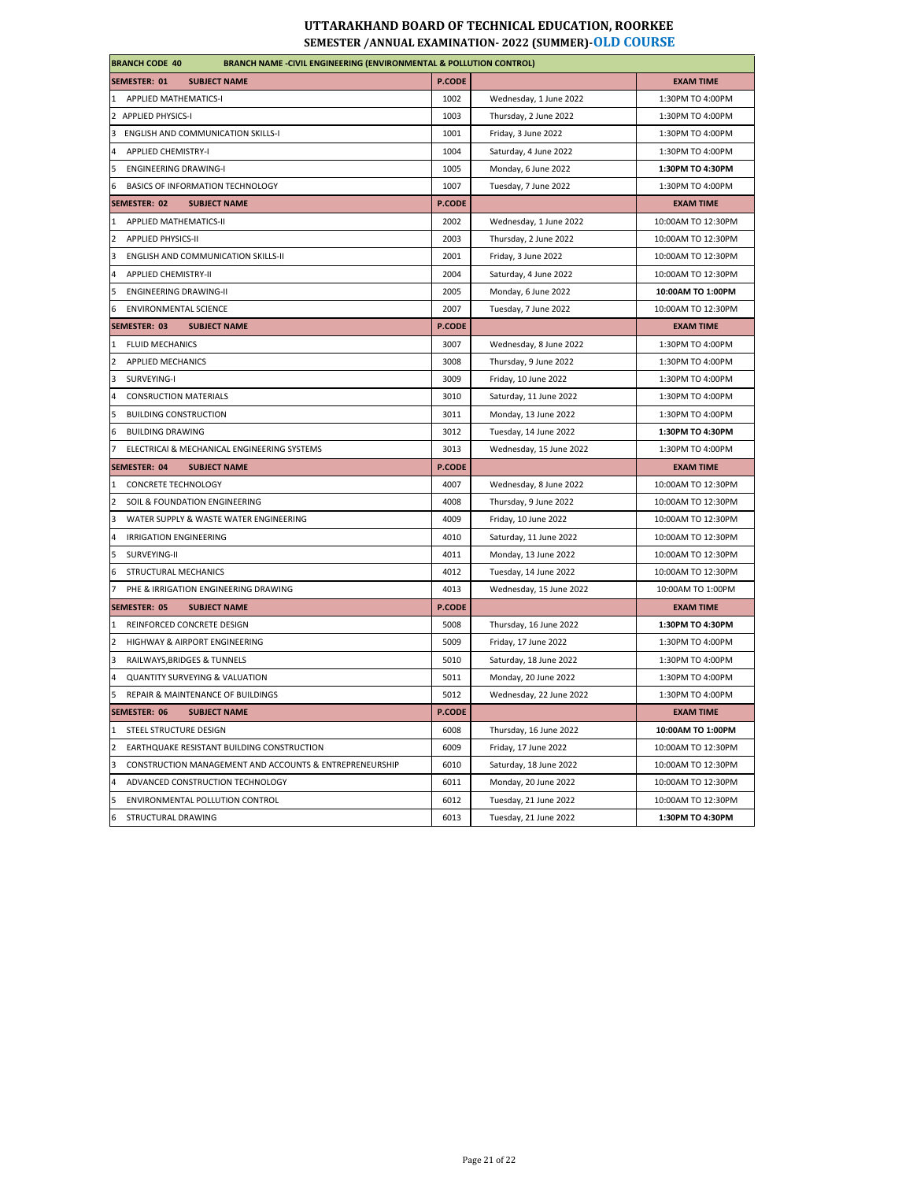# UTTARAKHAND BOARD OF TECHNICAL EDUCATION, ROORKEE

## SEMESTER /ANNUAL EXAMINATION- 2022 (SUMMER)-OLD COURSE

| BRANCH CODE 40 BRANCH NAME -CIVIL ENGINEERING (ENVIRONMENTAL & POLLUTION CONTROL) | | | |
|---|---|---|---|
| **SEMESTER: 01 SUBJECT NAME** | **P.CODE** | | **EXAM TIME** |
| 1 APPLIED MATHEMATICS-I | 1002 | Wednesday, 1 June 2022 | 1:30PM TO 4:00PM |
| 2 APPLIED PHYSICS-I | 1003 | Thursday, 2 June 2022 | 1:30PM TO 4:00PM |
| 3 ENGLISH AND COMMUNICATION SKILLS-I | 1001 | Friday, 3 June 2022 | 1:30PM TO 4:00PM |
| 4 APPLIED CHEMISTRY-I | 1004 | Saturday, 4 June 2022 | 1:30PM TO 4:00PM |
| 5 ENGINEERING DRAWING-I | 1005 | Monday, 6 June 2022 | **1:30PM TO 4:30PM** |
| 6 BASICS OF INFORMATION TECHNOLOGY | 1007 | Tuesday, 7 June 2022 | 1:30PM TO 4:00PM |
| **SEMESTER: 02 SUBJECT NAME** | **P.CODE** | | **EXAM TIME** |
| 1 APPLIED MATHEMATICS-II | 2002 | Wednesday, 1 June 2022 | 10:00AM TO 12:30PM |
| 2 APPLIED PHYSICS-II | 2003 | Thursday, 2 June 2022 | 10:00AM TO 12:30PM |
| 3 ENGLISH AND COMMUNICATION SKILLS-II | 2001 | Friday, 3 June 2022 | 10:00AM TO 12:30PM |
| 4 APPLIED CHEMISTRY-II | 2004 | Saturday, 4 June 2022 | 10:00AM TO 12:30PM |
| 5 ENGINEERING DRAWING-II | 2005 | Monday, 6 June 2022 | **10:00AM TO 1:00PM** |
| 6 ENVIRONMENTAL SCIENCE | 2007 | Tuesday, 7 June 2022 | 10:00AM TO 12:30PM |
| **SEMESTER: 03 SUBJECT NAME** | **P.CODE** | | **EXAM TIME** |
| 1 FLUID MECHANICS | 3007 | Wednesday, 8 June 2022 | 1:30PM TO 4:00PM |
| 2 APPLIED MECHANICS | 3008 | Thursday, 9 June 2022 | 1:30PM TO 4:00PM |
| 3 SURVEYING-I | 3009 | Friday, 10 June 2022 | 1:30PM TO 4:00PM |
| 4 CONSRUCTION MATERIALS | 3010 | Saturday, 11 June 2022 | 1:30PM TO 4:00PM |
| 5 BUILDING CONSTRUCTION | 3011 | Monday, 13 June 2022 | 1:30PM TO 4:00PM |
| 6 BUILDING DRAWING | 3012 | Tuesday, 14 June 2022 | **1:30PM TO 4:30PM** |
| 7 ELECTRICAl & MECHANICAL ENGINEERING SYSTEMS | 3013 | Wednesday, 15 June 2022 | 1:30PM TO 4:00PM |
| **SEMESTER: 04 SUBJECT NAME** | **P.CODE** | | **EXAM TIME** |
| 1 CONCRETE TECHNOLOGY | 4007 | Wednesday, 8 June 2022 | 10:00AM TO 12:30PM |
| 2 SOIL & FOUNDATION ENGINEERING | 4008 | Thursday, 9 June 2022 | 10:00AM TO 12:30PM |
| 3 WATER SUPPLY & WASTE WATER ENGINEERING | 4009 | Friday, 10 June 2022 | 10:00AM TO 12:30PM |
| 4 IRRIGATION ENGINEERING | 4010 | Saturday, 11 June 2022 | 10:00AM TO 12:30PM |
| 5 SURVEYING-II | 4011 | Monday, 13 June 2022 | 10:00AM TO 12:30PM |
| 6 STRUCTURAL MECHANICS | 4012 | Tuesday, 14 June 2022 | 10:00AM TO 12:30PM |
| 7 PHE & IRRIGATION ENGINEERING DRAWING | 4013 | Wednesday, 15 June 2022 | 10:00AM TO 1:00PM |
| **SEMESTER: 05 SUBJECT NAME** | **P.CODE** | | **EXAM TIME** |
| 1 REINFORCED CONCRETE DESIGN | 5008 | Thursday, 16 June 2022 | **1:30PM TO 4:30PM** |
| 2 HIGHWAY & AIRPORT ENGINEERING | 5009 | Friday, 17 June 2022 | 1:30PM TO 4:00PM |
| 3 RAILWAYS,BRIDGES & TUNNELS | 5010 | Saturday, 18 June 2022 | 1:30PM TO 4:00PM |
| 4 QUANTITY SURVEYING & VALUATION | 5011 | Monday, 20 June 2022 | 1:30PM TO 4:00PM |
| 5 REPAIR & MAINTENANCE OF BUILDINGS | 5012 | Wednesday, 22 June 2022 | 1:30PM TO 4:00PM |
| **SEMESTER: 06 SUBJECT NAME** | **P.CODE** | | **EXAM TIME** |
| 1 STEEL STRUCTURE DESIGN | 6008 | Thursday, 16 June 2022 | **10:00AM TO 1:00PM** |
| 2 EARTHQUAKE RESISTANT BUILDING CONSTRUCTION | 6009 | Friday, 17 June 2022 | 10:00AM TO 12:30PM |
| 3 CONSTRUCTION MANAGEMENT AND ACCOUNTS & ENTREPRENEURSHIP | 6010 | Saturday, 18 June 2022 | 10:00AM TO 12:30PM |
| 4 ADVANCED CONSTRUCTION TECHNOLOGY | 6011 | Monday, 20 June 2022 | 10:00AM TO 12:30PM |
| 5 ENVIRONMENTAL POLLUTION CONTROL | 6012 | Tuesday, 21 June 2022 | 10:00AM TO 12:30PM |
| 6 STRUCTURAL DRAWING | 6013 | Tuesday, 21 June 2022 | **1:30PM TO 4:30PM** |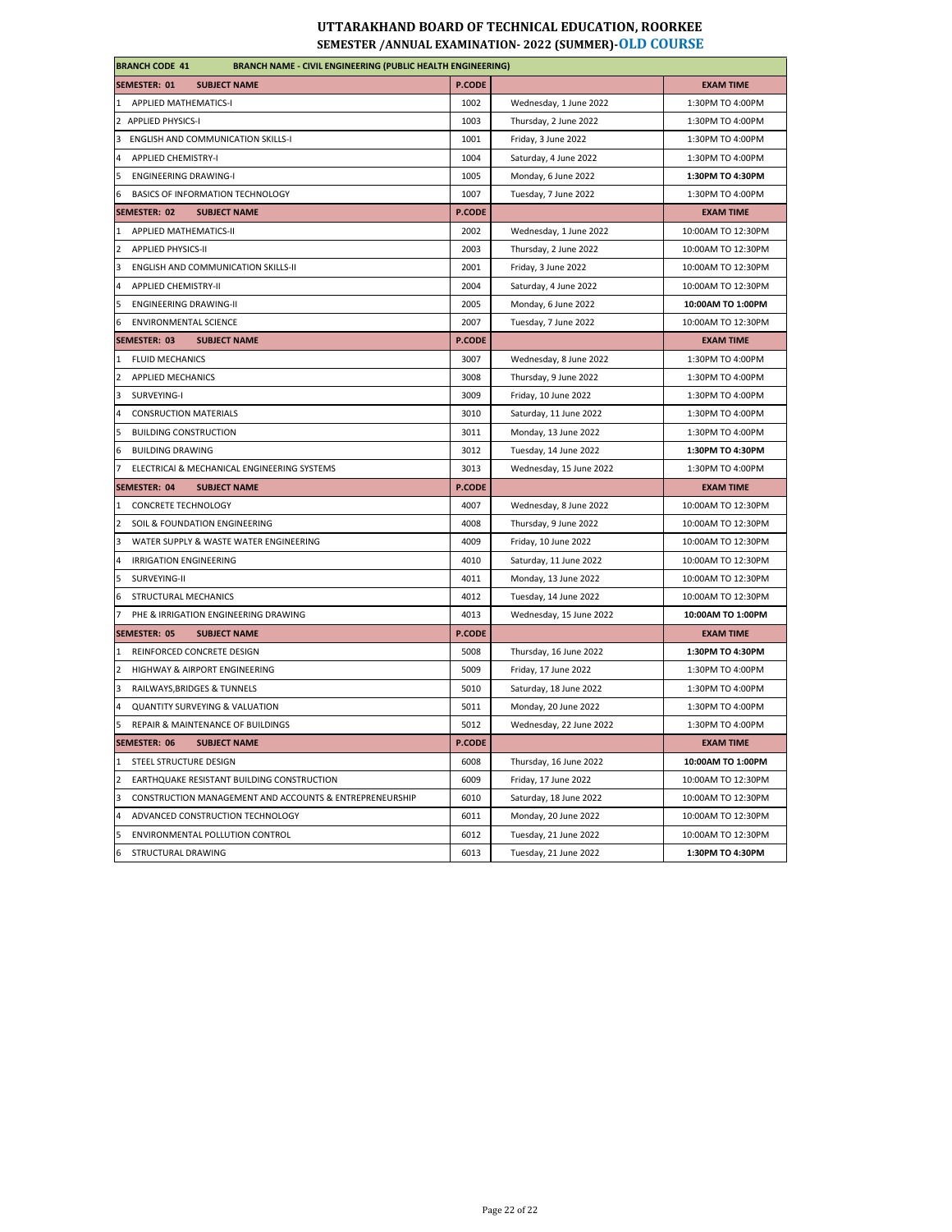# UTTARAKHAND BOARD OF TECHNICAL EDUCATION, ROORKEE
## SEMESTER /ANNUAL EXAMINATION- 2022 (SUMMER)-OLD COURSE

| BRANCH CODE 41 BRANCH NAME - CIVIL ENGINEERING (PUBLIC HEALTH ENGINEERING) | | | |
|---|---|---|---|
| **SEMESTER: 01 SUBJECT NAME** | **P.CODE** | | **EXAM TIME** |
| 1 APPLIED MATHEMATICS-I | 1002 | Wednesday, 1 June 2022 | 1:30PM TO 4:00PM |
| 2 APPLIED PHYSICS-I | 1003 | Thursday, 2 June 2022 | 1:30PM TO 4:00PM |
| 3 ENGLISH AND COMMUNICATION SKILLS-I | 1001 | Friday, 3 June 2022 | 1:30PM TO 4:00PM |
| 4 APPLIED CHEMISTRY-I | 1004 | Saturday, 4 June 2022 | 1:30PM TO 4:00PM |
| 5 ENGINEERING DRAWING-I | 1005 | Monday, 6 June 2022 | **1:30PM TO 4:30PM** |
| 6 BASICS OF INFORMATION TECHNOLOGY | 1007 | Tuesday, 7 June 2022 | 1:30PM TO 4:00PM |
| **SEMESTER: 02 SUBJECT NAME** | **P.CODE** | | **EXAM TIME** |
| 1 APPLIED MATHEMATICS-II | 2002 | Wednesday, 1 June 2022 | 10:00AM TO 12:30PM |
| 2 APPLIED PHYSICS-II | 2003 | Thursday, 2 June 2022 | 10:00AM TO 12:30PM |
| 3 ENGLISH AND COMMUNICATION SKILLS-II | 2001 | Friday, 3 June 2022 | 10:00AM TO 12:30PM |
| 4 APPLIED CHEMISTRY-II | 2004 | Saturday, 4 June 2022 | 10:00AM TO 12:30PM |
| 5 ENGINEERING DRAWING-II | 2005 | Monday, 6 June 2022 | **10:00AM TO 1:00PM** |
| 6 ENVIRONMENTAL SCIENCE | 2007 | Tuesday, 7 June 2022 | 10:00AM TO 12:30PM |
| **SEMESTER: 03 SUBJECT NAME** | **P.CODE** | | **EXAM TIME** |
| 1 FLUID MECHANICS | 3007 | Wednesday, 8 June 2022 | 1:30PM TO 4:00PM |
| 2 APPLIED MECHANICS | 3008 | Thursday, 9 June 2022 | 1:30PM TO 4:00PM |
| 3 SURVEYING-I | 3009 | Friday, 10 June 2022 | 1:30PM TO 4:00PM |
| 4 CONSRUCTION MATERIALS | 3010 | Saturday, 11 June 2022 | 1:30PM TO 4:00PM |
| 5 BUILDING CONSTRUCTION | 3011 | Monday, 13 June 2022 | 1:30PM TO 4:00PM |
| 6 BUILDING DRAWING | 3012 | Tuesday, 14 June 2022 | **1:30PM TO 4:30PM** |
| 7 ELECTRICAl & MECHANICAL ENGINEERING SYSTEMS | 3013 | Wednesday, 15 June 2022 | 1:30PM TO 4:00PM |
| **SEMESTER: 04 SUBJECT NAME** | **P.CODE** | | **EXAM TIME** |
| 1 CONCRETE TECHNOLOGY | 4007 | Wednesday, 8 June 2022 | 10:00AM TO 12:30PM |
| 2 SOIL & FOUNDATION ENGINEERING | 4008 | Thursday, 9 June 2022 | 10:00AM TO 12:30PM |
| 3 WATER SUPPLY & WASTE WATER ENGINEERING | 4009 | Friday, 10 June 2022 | 10:00AM TO 12:30PM |
| 4 IRRIGATION ENGINEERING | 4010 | Saturday, 11 June 2022 | 10:00AM TO 12:30PM |
| 5 SURVEYING-II | 4011 | Monday, 13 June 2022 | 10:00AM TO 12:30PM |
| 6 STRUCTURAL MECHANICS | 4012 | Tuesday, 14 June 2022 | 10:00AM TO 12:30PM |
| 7 PHE & IRRIGATION ENGINEERING DRAWING | 4013 | Wednesday, 15 June 2022 | **10:00AM TO 1:00PM** |
| **SEMESTER: 05 SUBJECT NAME** | **P.CODE** | | **EXAM TIME** |
| 1 REINFORCED CONCRETE DESIGN | 5008 | Thursday, 16 June 2022 | **1:30PM TO 4:30PM** |
| 2 HIGHWAY & AIRPORT ENGINEERING | 5009 | Friday, 17 June 2022 | 1:30PM TO 4:00PM |
| 3 RAILWAYS,BRIDGES & TUNNELS | 5010 | Saturday, 18 June 2022 | 1:30PM TO 4:00PM |
| 4 QUANTITY SURVEYING & VALUATION | 5011 | Monday, 20 June 2022 | 1:30PM TO 4:00PM |
| 5 REPAIR & MAINTENANCE OF BUILDINGS | 5012 | Wednesday, 22 June 2022 | 1:30PM TO 4:00PM |
| **SEMESTER: 06 SUBJECT NAME** | **P.CODE** | | **EXAM TIME** |
| 1 STEEL STRUCTURE DESIGN | 6008 | Thursday, 16 June 2022 | **10:00AM TO 1:00PM** |
| 2 EARTHQUAKE RESISTANT BUILDING CONSTRUCTION | 6009 | Friday, 17 June 2022 | 10:00AM TO 12:30PM |
| 3 CONSTRUCTION MANAGEMENT AND ACCOUNTS & ENTREPRENEURSHIP | 6010 | Saturday, 18 June 2022 | 10:00AM TO 12:30PM |
| 4 ADVANCED CONSTRUCTION TECHNOLOGY | 6011 | Monday, 20 June 2022 | 10:00AM TO 12:30PM |
| 5 ENVIRONMENTAL POLLUTION CONTROL | 6012 | Tuesday, 21 June 2022 | 10:00AM TO 12:30PM |
| 6 STRUCTURAL DRAWING | 6013 | Tuesday, 21 June 2022 | **1:30PM TO 4:30PM** |